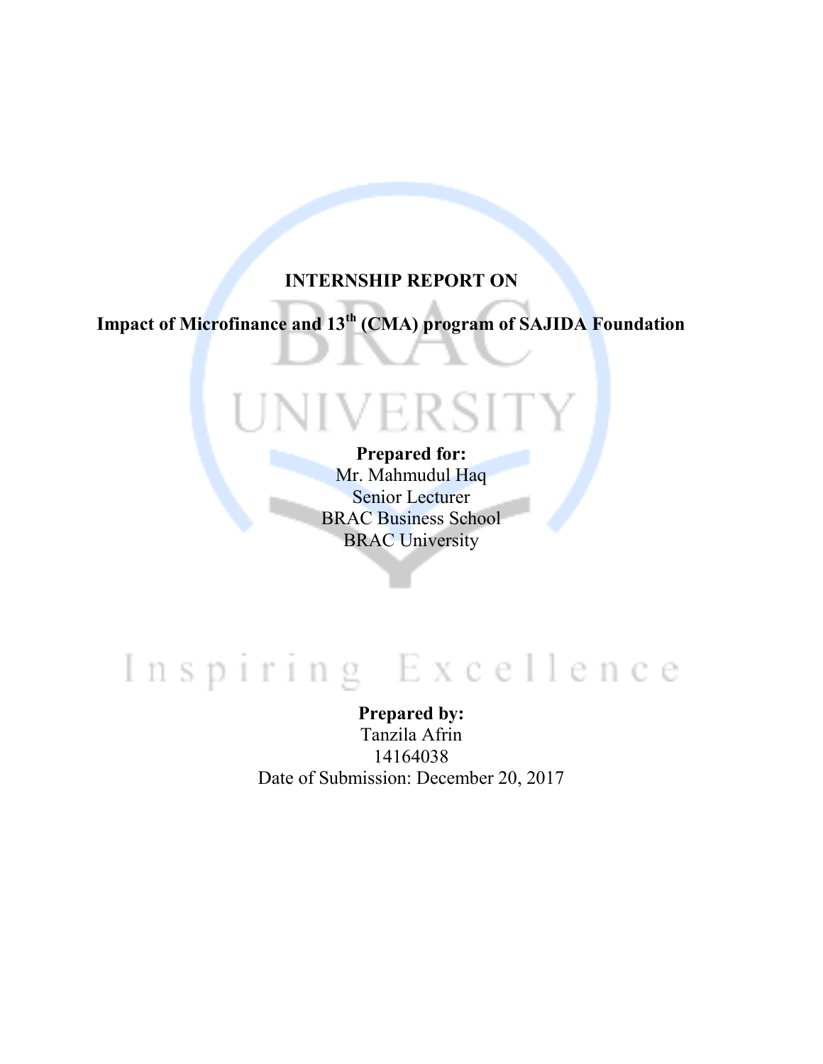# INTERNSHIP REPORT ON

## Impact of Microfinance and 13th (CMA) program of SAJIDA Foundation

**Prepared for:**
Mr. Mahmudul Haq
Senior Lecturer
BRAC Business School
BRAC University

**Prepared by:**
Tanzila Afrin
14164038
Date of Submission: December 20, 2017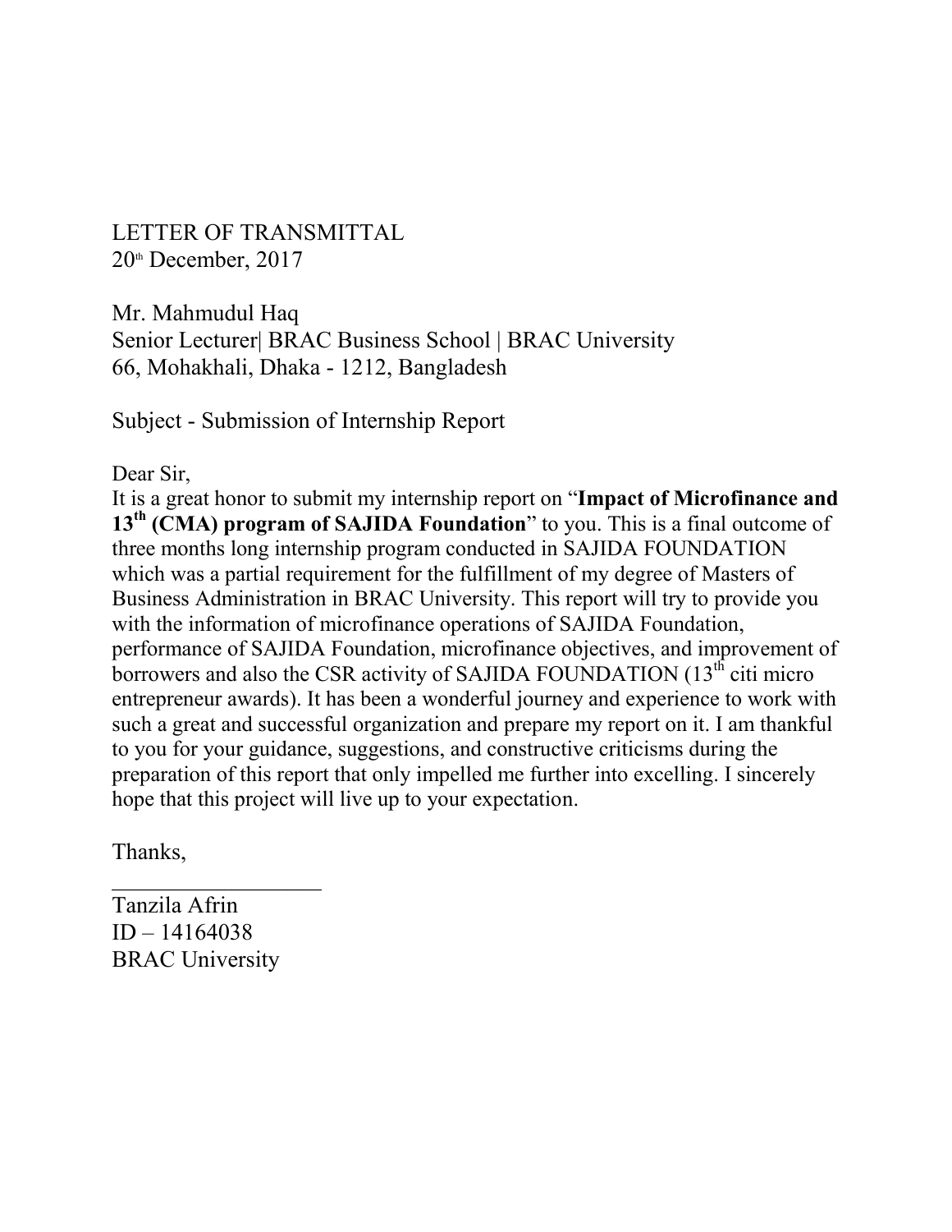LETTER OF TRANSMITTAL

20th December, 2017

Mr. Mahmudul Haq
Senior Lecturer| BRAC Business School | BRAC University
66, Mohakhali, Dhaka - 1212, Bangladesh

Subject - Submission of Internship Report

Dear Sir,

It is a great honor to submit my internship report on "**Impact of Microfinance and 13th (CMA) program of SAJIDA Foundation**" to you. This is a final outcome of three months long internship program conducted in SAJIDA FOUNDATION which was a partial requirement for the fulfillment of my degree of Masters of Business Administration in BRAC University. This report will try to provide you with the information of microfinance operations of SAJIDA Foundation, performance of SAJIDA Foundation, microfinance objectives, and improvement of borrowers and also the CSR activity of SAJIDA FOUNDATION (13th citi micro entrepreneur awards). It has been a wonderful journey and experience to work with such a great and successful organization and prepare my report on it. I am thankful to you for your guidance, suggestions, and constructive criticisms during the preparation of this report that only impelled me further into excelling. I sincerely hope that this project will live up to your expectation.

Thanks,

___________________

Tanzila Afrin
ID – 14164038
BRAC University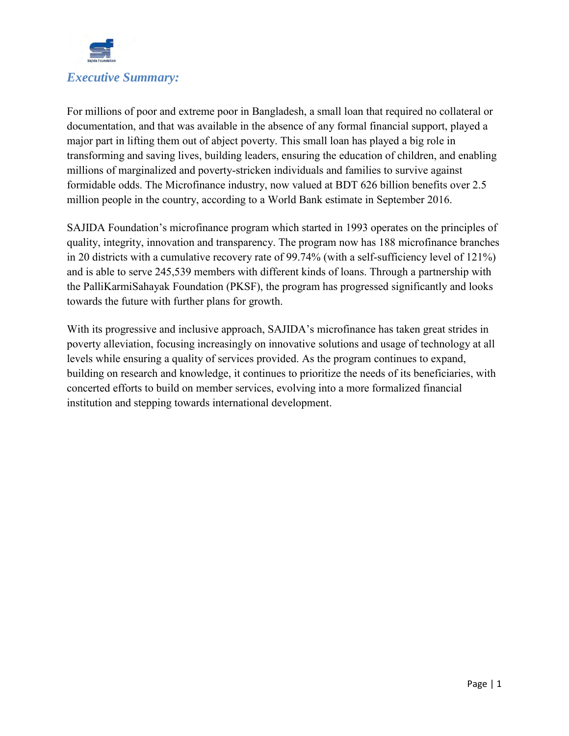## *Executive Summary:*

For millions of poor and extreme poor in Bangladesh, a small loan that required no collateral or documentation, and that was available in the absence of any formal financial support, played a major part in lifting them out of abject poverty. This small loan has played a big role in transforming and saving lives, building leaders, ensuring the education of children, and enabling millions of marginalized and poverty-stricken individuals and families to survive against formidable odds. The Microfinance industry, now valued at BDT 626 billion benefits over 2.5 million people in the country, according to a World Bank estimate in September 2016.

SAJIDA Foundation's microfinance program which started in 1993 operates on the principles of quality, integrity, innovation and transparency. The program now has 188 microfinance branches in 20 districts with a cumulative recovery rate of 99.74% (with a self-sufficiency level of 121%) and is able to serve 245,539 members with different kinds of loans. Through a partnership with the PalliKarmiSahayak Foundation (PKSF), the program has progressed significantly and looks towards the future with further plans for growth.

With its progressive and inclusive approach, SAJIDA's microfinance has taken great strides in poverty alleviation, focusing increasingly on innovative solutions and usage of technology at all levels while ensuring a quality of services provided. As the program continues to expand, building on research and knowledge, it continues to prioritize the needs of its beneficiaries, with concerted efforts to build on member services, evolving into a more formalized financial institution and stepping towards international development.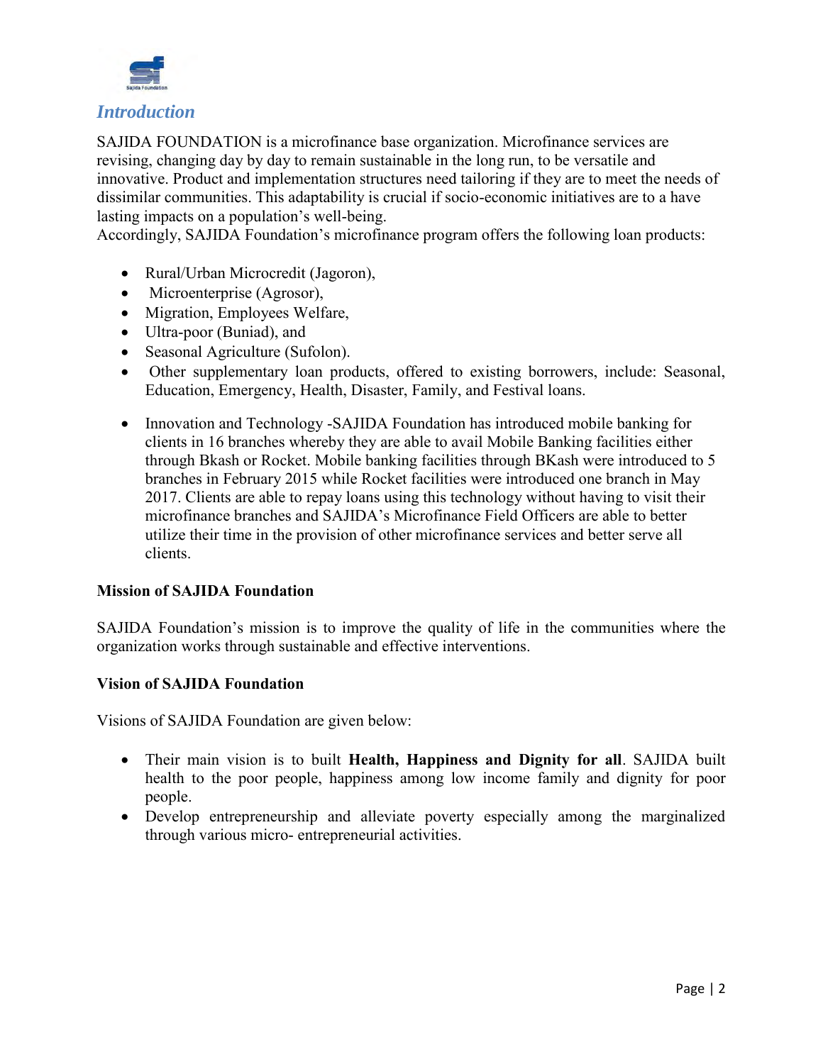## *Introduction*

SAJIDA FOUNDATION is a microfinance base organization. Microfinance services are revising, changing day by day to remain sustainable in the long run, to be versatile and innovative. Product and implementation structures need tailoring if they are to meet the needs of dissimilar communities. This adaptability is crucial if socio-economic initiatives are to a have lasting impacts on a population's well-being.
Accordingly, SAJIDA Foundation's microfinance program offers the following loan products:

- Rural/Urban Microcredit (Jagoron),
- Microenterprise (Agrosor),
- Migration, Employees Welfare,
- Ultra-poor (Buniad), and
- Seasonal Agriculture (Sufolon).
- Other supplementary loan products, offered to existing borrowers, include: Seasonal, Education, Emergency, Health, Disaster, Family, and Festival loans.
- Innovation and Technology -SAJIDA Foundation has introduced mobile banking for clients in 16 branches whereby they are able to avail Mobile Banking facilities either through Bkash or Rocket. Mobile banking facilities through BKash were introduced to 5 branches in February 2015 while Rocket facilities were introduced one branch in May 2017. Clients are able to repay loans using this technology without having to visit their microfinance branches and SAJIDA's Microfinance Field Officers are able to better utilize their time in the provision of other microfinance services and better serve all clients.

**Mission of SAJIDA Foundation**

SAJIDA Foundation's mission is to improve the quality of life in the communities where the organization works through sustainable and effective interventions.

**Vision of SAJIDA Foundation**

Visions of SAJIDA Foundation are given below:

- Their main vision is to built **Health, Happiness and Dignity for all**. SAJIDA built health to the poor people, happiness among low income family and dignity for poor people.
- Develop entrepreneurship and alleviate poverty especially among the marginalized through various micro- entrepreneurial activities.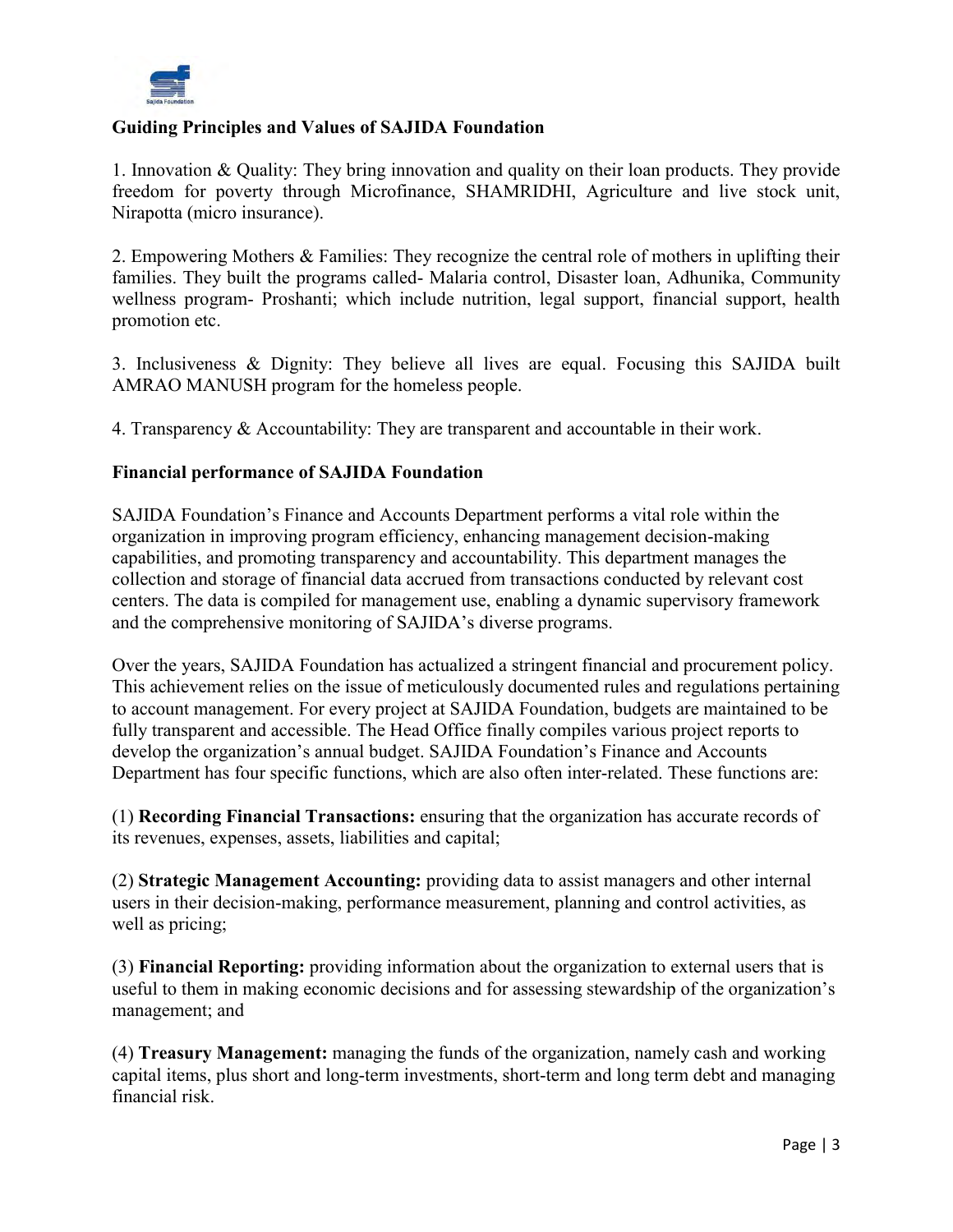**Guiding Principles and Values of SAJIDA Foundation**

1. Innovation & Quality: They bring innovation and quality on their loan products. They provide freedom for poverty through Microfinance, SHAMRIDHI, Agriculture and live stock unit, Nirapotta (micro insurance).

2. Empowering Mothers & Families: They recognize the central role of mothers in uplifting their families. They built the programs called- Malaria control, Disaster loan, Adhunika, Community wellness program- Proshanti; which include nutrition, legal support, financial support, health promotion etc.

3. Inclusiveness & Dignity: They believe all lives are equal. Focusing this SAJIDA built AMRAO MANUSH program for the homeless people.

4. Transparency & Accountability: They are transparent and accountable in their work.

**Financial performance of SAJIDA Foundation**

SAJIDA Foundation's Finance and Accounts Department performs a vital role within the organization in improving program efficiency, enhancing management decision-making capabilities, and promoting transparency and accountability. This department manages the collection and storage of financial data accrued from transactions conducted by relevant cost centers. The data is compiled for management use, enabling a dynamic supervisory framework and the comprehensive monitoring of SAJIDA's diverse programs.

Over the years, SAJIDA Foundation has actualized a stringent financial and procurement policy. This achievement relies on the issue of meticulously documented rules and regulations pertaining to account management. For every project at SAJIDA Foundation, budgets are maintained to be fully transparent and accessible. The Head Office finally compiles various project reports to develop the organization's annual budget. SAJIDA Foundation's Finance and Accounts Department has four specific functions, which are also often inter-related. These functions are:

(1) **Recording Financial Transactions:** ensuring that the organization has accurate records of its revenues, expenses, assets, liabilities and capital;

(2) **Strategic Management Accounting:** providing data to assist managers and other internal users in their decision-making, performance measurement, planning and control activities, as well as pricing;

(3) **Financial Reporting:** providing information about the organization to external users that is useful to them in making economic decisions and for assessing stewardship of the organization's management; and

(4) **Treasury Management:** managing the funds of the organization, namely cash and working capital items, plus short and long-term investments, short-term and long term debt and managing financial risk.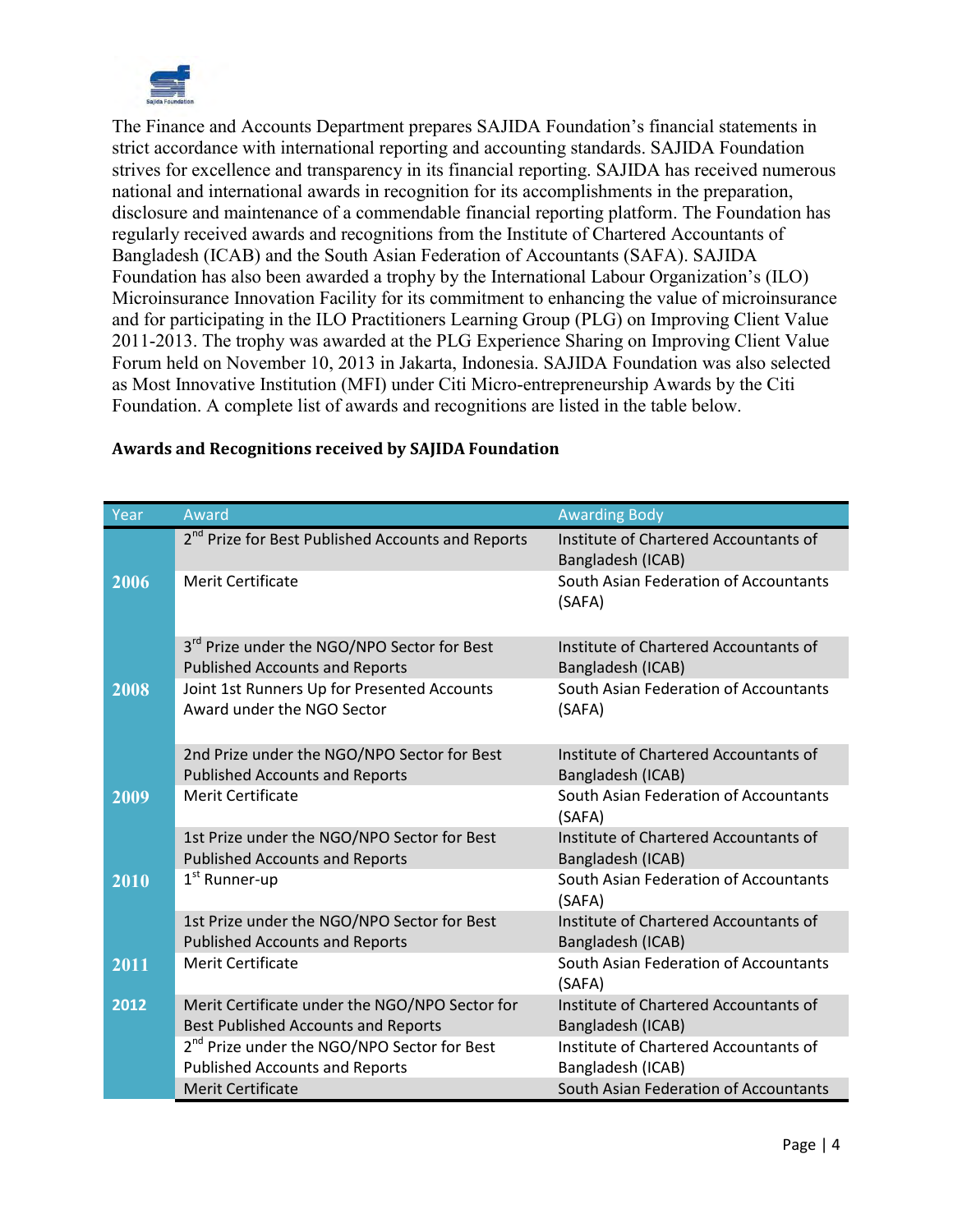The Finance and Accounts Department prepares SAJIDA Foundation's financial statements in strict accordance with international reporting and accounting standards. SAJIDA Foundation strives for excellence and transparency in its financial reporting. SAJIDA has received numerous national and international awards in recognition for its accomplishments in the preparation, disclosure and maintenance of a commendable financial reporting platform. The Foundation has regularly received awards and recognitions from the Institute of Chartered Accountants of Bangladesh (ICAB) and the South Asian Federation of Accountants (SAFA). SAJIDA Foundation has also been awarded a trophy by the International Labour Organization's (ILO) Microinsurance Innovation Facility for its commitment to enhancing the value of microinsurance and for participating in the ILO Practitioners Learning Group (PLG) on Improving Client Value 2011-2013. The trophy was awarded at the PLG Experience Sharing on Improving Client Value Forum held on November 10, 2013 in Jakarta, Indonesia. SAJIDA Foundation was also selected as Most Innovative Institution (MFI) under Citi Micro-entrepreneurship Awards by the Citi Foundation. A complete list of awards and recognitions are listed in the table below.

**Awards and Recognitions received by SAJIDA Foundation**

| Year | Award | Awarding Body |
|---|---|---|
| 2006 | 2nd Prize for Best Published Accounts and Reports | Institute of Chartered Accountants of Bangladesh (ICAB) |
| | Merit Certificate | South Asian Federation of Accountants (SAFA) |
| 2008 | 3rd Prize under the NGO/NPO Sector for Best Published Accounts and Reports | Institute of Chartered Accountants of Bangladesh (ICAB) |
| | Joint 1st Runners Up for Presented Accounts Award under the NGO Sector | South Asian Federation of Accountants (SAFA) |
| 2009 | 2nd Prize under the NGO/NPO Sector for Best Published Accounts and Reports | Institute of Chartered Accountants of Bangladesh (ICAB) |
| | Merit Certificate | South Asian Federation of Accountants (SAFA) |
| 2010 | 1st Prize under the NGO/NPO Sector for Best Published Accounts and Reports | Institute of Chartered Accountants of Bangladesh (ICAB) |
| | 1st Runner-up | South Asian Federation of Accountants (SAFA) |
| 2011 | 1st Prize under the NGO/NPO Sector for Best Published Accounts and Reports | Institute of Chartered Accountants of Bangladesh (ICAB) |
| | Merit Certificate | South Asian Federation of Accountants (SAFA) |
| 2012 | Merit Certificate under the NGO/NPO Sector for Best Published Accounts and Reports | Institute of Chartered Accountants of Bangladesh (ICAB) |
| | 2nd Prize under the NGO/NPO Sector for Best Published Accounts and Reports | Institute of Chartered Accountants of Bangladesh (ICAB) |
| | Merit Certificate | South Asian Federation of Accountants |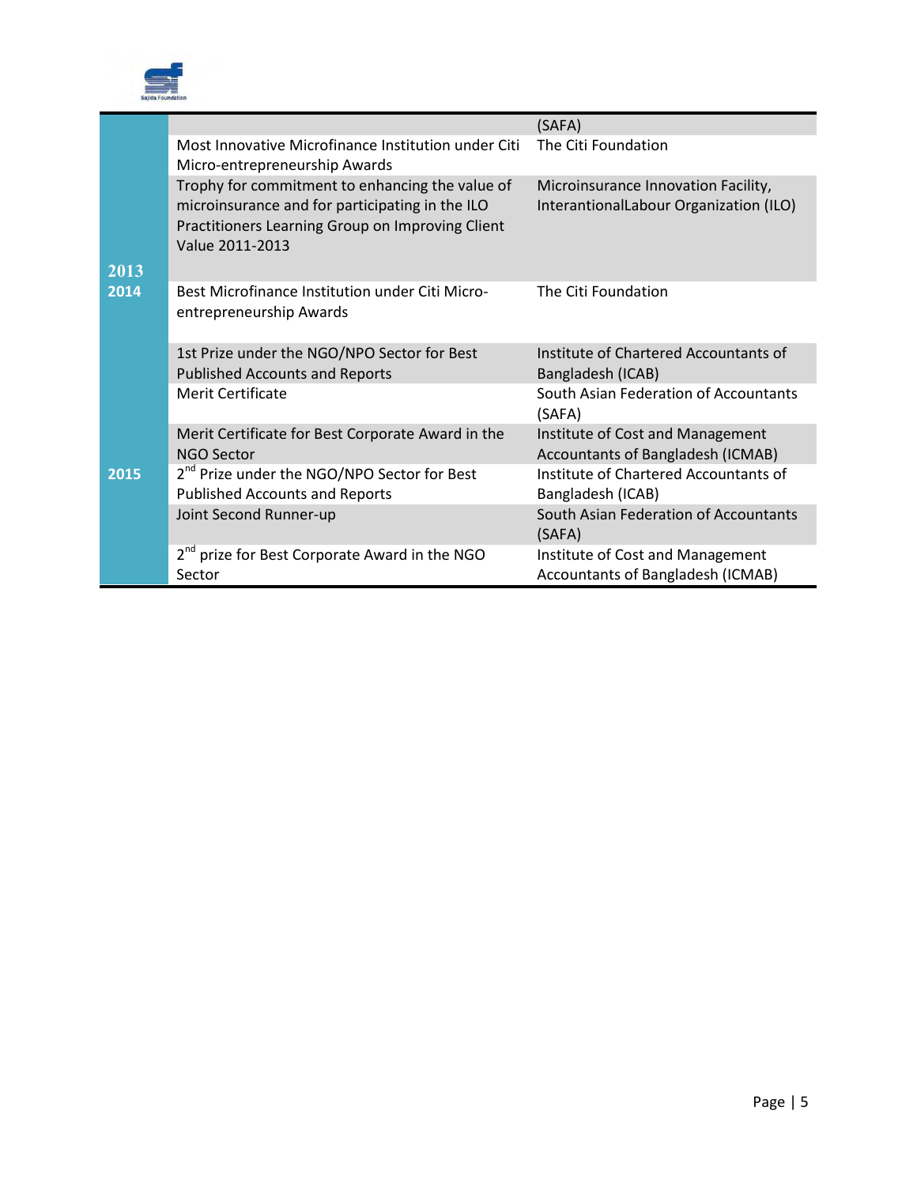| | | |
|---|---|---|
| | | (SAFA) |
| 2013 | Most Innovative Microfinance Institution under Citi Micro-entrepreneurship Awards | The Citi Foundation |
| | Trophy for commitment to enhancing the value of microinsurance and for participating in the ILO Practitioners Learning Group on Improving Client Value 2011-2013 | Microinsurance Innovation Facility, InterantionalLabour Organization (ILO) |
| 2014 | Best Microfinance Institution under Citi Micro-entrepreneurship Awards | The Citi Foundation |
| | 1st Prize under the NGO/NPO Sector for Best Published Accounts and Reports | Institute of Chartered Accountants of Bangladesh (ICAB) |
| | Merit Certificate | South Asian Federation of Accountants (SAFA) |
| | Merit Certificate for Best Corporate Award in the NGO Sector | Institute of Cost and Management Accountants of Bangladesh (ICMAB) |
| 2015 | 2nd Prize under the NGO/NPO Sector for Best Published Accounts and Reports | Institute of Chartered Accountants of Bangladesh (ICAB) |
| | Joint Second Runner-up | South Asian Federation of Accountants (SAFA) |
| | 2nd prize for Best Corporate Award in the NGO Sector | Institute of Cost and Management Accountants of Bangladesh (ICMAB) |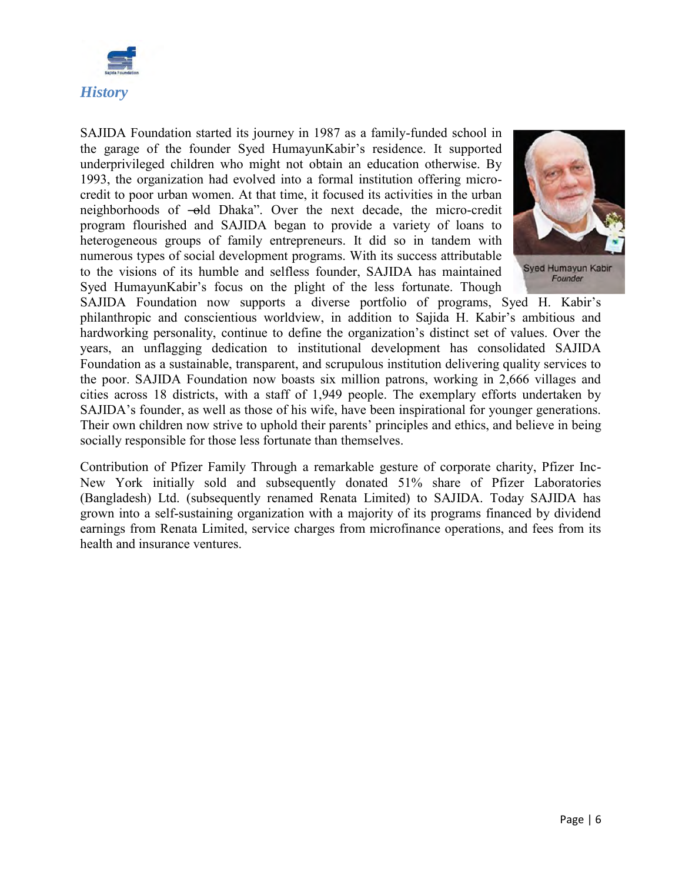## *History*

SAJIDA Foundation started its journey in 1987 as a family-funded school in the garage of the founder Syed HumayunKabir's residence. It supported underprivileged children who might not obtain an education otherwise. By 1993, the organization had evolved into a formal institution offering micro-credit to poor urban women. At that time, it focused its activities in the urban neighborhoods of ―old Dhaka". Over the next decade, the micro-credit program flourished and SAJIDA began to provide a variety of loans to heterogeneous groups of family entrepreneurs. It did so in tandem with numerous types of social development programs. With its success attributable to the visions of its humble and selfless founder, SAJIDA has maintained Syed HumayunKabir's focus on the plight of the less fortunate. Though SAJIDA Foundation now supports a diverse portfolio of programs, Syed H. Kabir's philanthropic and conscientious worldview, in addition to Sajida H. Kabir's ambitious and hardworking personality, continue to define the organization's distinct set of values. Over the years, an unflagging dedication to institutional development has consolidated SAJIDA Foundation as a sustainable, transparent, and scrupulous institution delivering quality services to the poor. SAJIDA Foundation now boasts six million patrons, working in 2,666 villages and cities across 18 districts, with a staff of 1,949 people. The exemplary efforts undertaken by SAJIDA's founder, as well as those of his wife, have been inspirational for younger generations. Their own children now strive to uphold their parents' principles and ethics, and believe in being socially responsible for those less fortunate than themselves.

Syed Humayun Kabir
*Founder*

Contribution of Pfizer Family Through a remarkable gesture of corporate charity, Pfizer Inc-New York initially sold and subsequently donated 51% share of Pfizer Laboratories (Bangladesh) Ltd. (subsequently renamed Renata Limited) to SAJIDA. Today SAJIDA has grown into a self-sustaining organization with a majority of its programs financed by dividend earnings from Renata Limited, service charges from microfinance operations, and fees from its health and insurance ventures.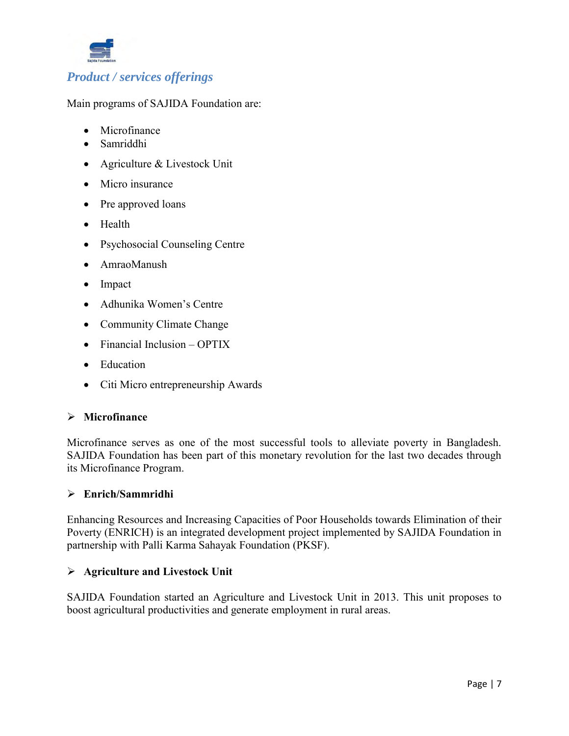## *Product / services offerings*

Main programs of SAJIDA Foundation are:

- Microfinance
- Samriddhi
- Agriculture & Livestock Unit
- Micro insurance
- Pre approved loans
- Health
- Psychosocial Counseling Centre
- AmraoManush
- Impact
- Adhunika Women's Centre
- Community Climate Change
- Financial Inclusion – OPTIX
- Education
- Citi Micro entrepreneurship Awards

### ➢ Microfinance

Microfinance serves as one of the most successful tools to alleviate poverty in Bangladesh. SAJIDA Foundation has been part of this monetary revolution for the last two decades through its Microfinance Program.

### ➢ Enrich/Sammridhi

Enhancing Resources and Increasing Capacities of Poor Households towards Elimination of their Poverty (ENRICH) is an integrated development project implemented by SAJIDA Foundation in partnership with Palli Karma Sahayak Foundation (PKSF).

### ➢ Agriculture and Livestock Unit

SAJIDA Foundation started an Agriculture and Livestock Unit in 2013. This unit proposes to boost agricultural productivities and generate employment in rural areas.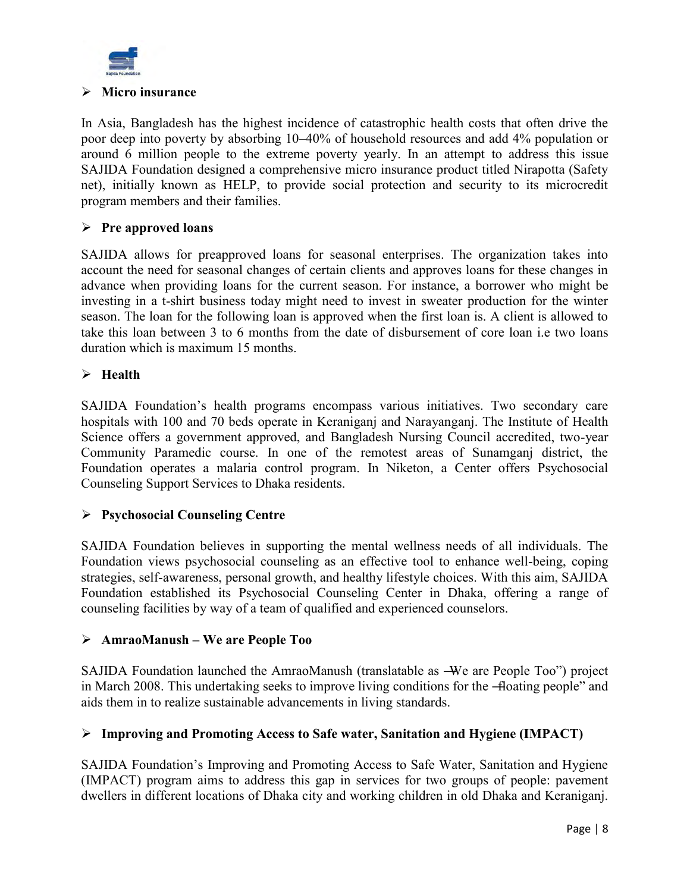- **Micro insurance**

In Asia, Bangladesh has the highest incidence of catastrophic health costs that often drive the poor deep into poverty by absorbing 10–40% of household resources and add 4% population or around 6 million people to the extreme poverty yearly. In an attempt to address this issue SAJIDA Foundation designed a comprehensive micro insurance product titled Nirapotta (Safety net), initially known as HELP, to provide social protection and security to its microcredit program members and their families.

- **Pre approved loans**

SAJIDA allows for preapproved loans for seasonal enterprises. The organization takes into account the need for seasonal changes of certain clients and approves loans for these changes in advance when providing loans for the current season. For instance, a borrower who might be investing in a t-shirt business today might need to invest in sweater production for the winter season. The loan for the following loan is approved when the first loan is. A client is allowed to take this loan between 3 to 6 months from the date of disbursement of core loan i.e two loans duration which is maximum 15 months.

- **Health**

SAJIDA Foundation's health programs encompass various initiatives. Two secondary care hospitals with 100 and 70 beds operate in Keraniganj and Narayanganj. The Institute of Health Science offers a government approved, and Bangladesh Nursing Council accredited, two-year Community Paramedic course. In one of the remotest areas of Sunamganj district, the Foundation operates a malaria control program. In Niketon, a Center offers Psychosocial Counseling Support Services to Dhaka residents.

- **Psychosocial Counseling Centre**

SAJIDA Foundation believes in supporting the mental wellness needs of all individuals. The Foundation views psychosocial counseling as an effective tool to enhance well-being, coping strategies, self-awareness, personal growth, and healthy lifestyle choices. With this aim, SAJIDA Foundation established its Psychosocial Counseling Center in Dhaka, offering a range of counseling facilities by way of a team of qualified and experienced counselors.

- **AmraoManush – We are People Too**

SAJIDA Foundation launched the AmraoManush (translatable as ―We are People Too") project in March 2008. This undertaking seeks to improve living conditions for the ―floating people" and aids them in to realize sustainable advancements in living standards.

- **Improving and Promoting Access to Safe water, Sanitation and Hygiene (IMPACT)**

SAJIDA Foundation's Improving and Promoting Access to Safe Water, Sanitation and Hygiene (IMPACT) program aims to address this gap in services for two groups of people: pavement dwellers in different locations of Dhaka city and working children in old Dhaka and Keraniganj.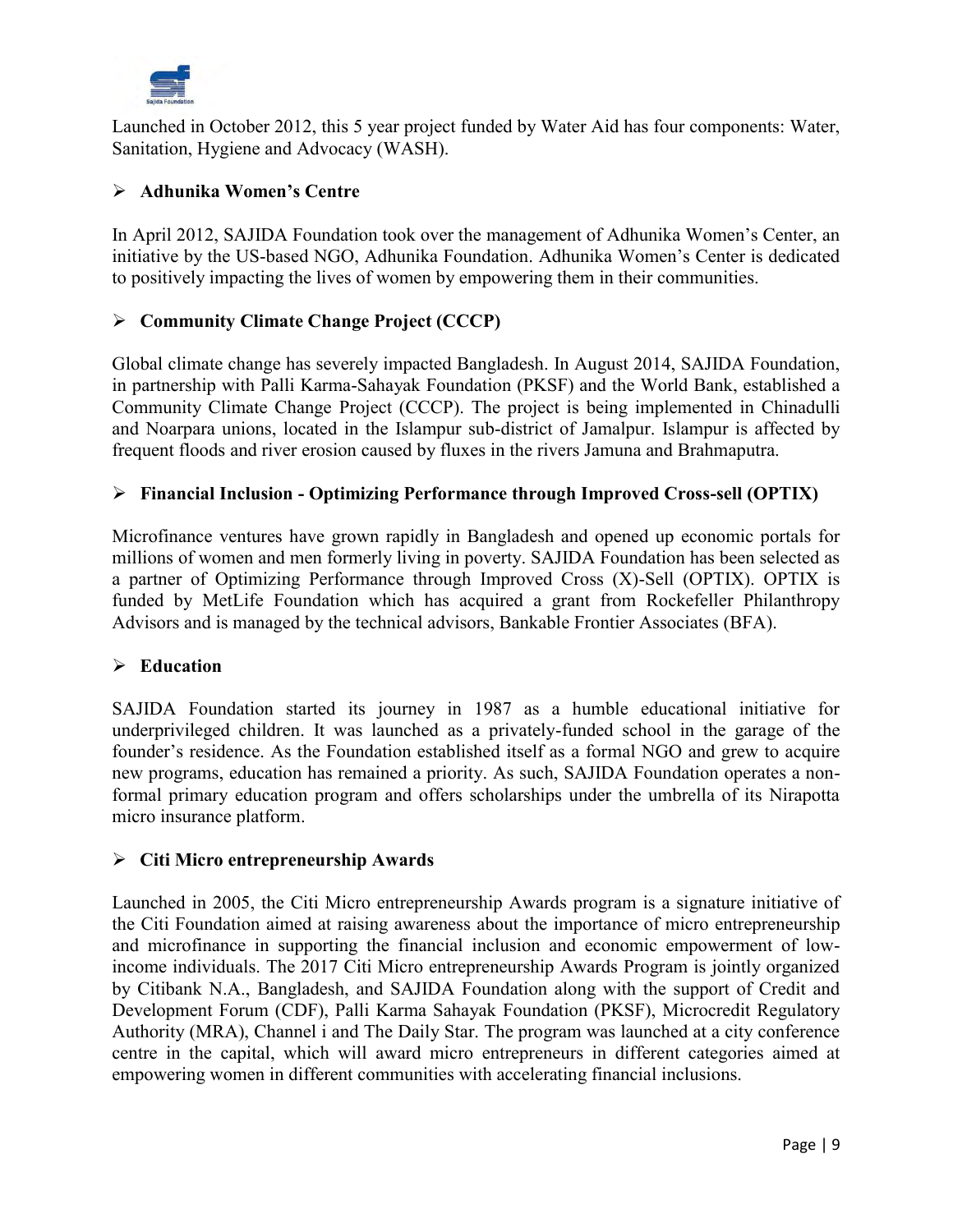Launched in October 2012, this 5 year project funded by Water Aid has four components: Water, Sanitation, Hygiene and Advocacy (WASH).

### Adhunika Women's Centre

In April 2012, SAJIDA Foundation took over the management of Adhunika Women's Center, an initiative by the US-based NGO, Adhunika Foundation. Adhunika Women's Center is dedicated to positively impacting the lives of women by empowering them in their communities.

### Community Climate Change Project (CCCP)

Global climate change has severely impacted Bangladesh. In August 2014, SAJIDA Foundation, in partnership with Palli Karma-Sahayak Foundation (PKSF) and the World Bank, established a Community Climate Change Project (CCCP). The project is being implemented in Chinadulli and Noarpara unions, located in the Islampur sub-district of Jamalpur. Islampur is affected by frequent floods and river erosion caused by fluxes in the rivers Jamuna and Brahmaputra.

### Financial Inclusion - Optimizing Performance through Improved Cross-sell (OPTIX)

Microfinance ventures have grown rapidly in Bangladesh and opened up economic portals for millions of women and men formerly living in poverty. SAJIDA Foundation has been selected as a partner of Optimizing Performance through Improved Cross (X)-Sell (OPTIX). OPTIX is funded by MetLife Foundation which has acquired a grant from Rockefeller Philanthropy Advisors and is managed by the technical advisors, Bankable Frontier Associates (BFA).

### Education

SAJIDA Foundation started its journey in 1987 as a humble educational initiative for underprivileged children. It was launched as a privately-funded school in the garage of the founder's residence. As the Foundation established itself as a formal NGO and grew to acquire new programs, education has remained a priority. As such, SAJIDA Foundation operates a non-formal primary education program and offers scholarships under the umbrella of its Nirapotta micro insurance platform.

### Citi Micro entrepreneurship Awards

Launched in 2005, the Citi Micro entrepreneurship Awards program is a signature initiative of the Citi Foundation aimed at raising awareness about the importance of micro entrepreneurship and microfinance in supporting the financial inclusion and economic empowerment of low-income individuals. The 2017 Citi Micro entrepreneurship Awards Program is jointly organized by Citibank N.A., Bangladesh, and SAJIDA Foundation along with the support of Credit and Development Forum (CDF), Palli Karma Sahayak Foundation (PKSF), Microcredit Regulatory Authority (MRA), Channel i and The Daily Star. The program was launched at a city conference centre in the capital, which will award micro entrepreneurs in different categories aimed at empowering women in different communities with accelerating financial inclusions.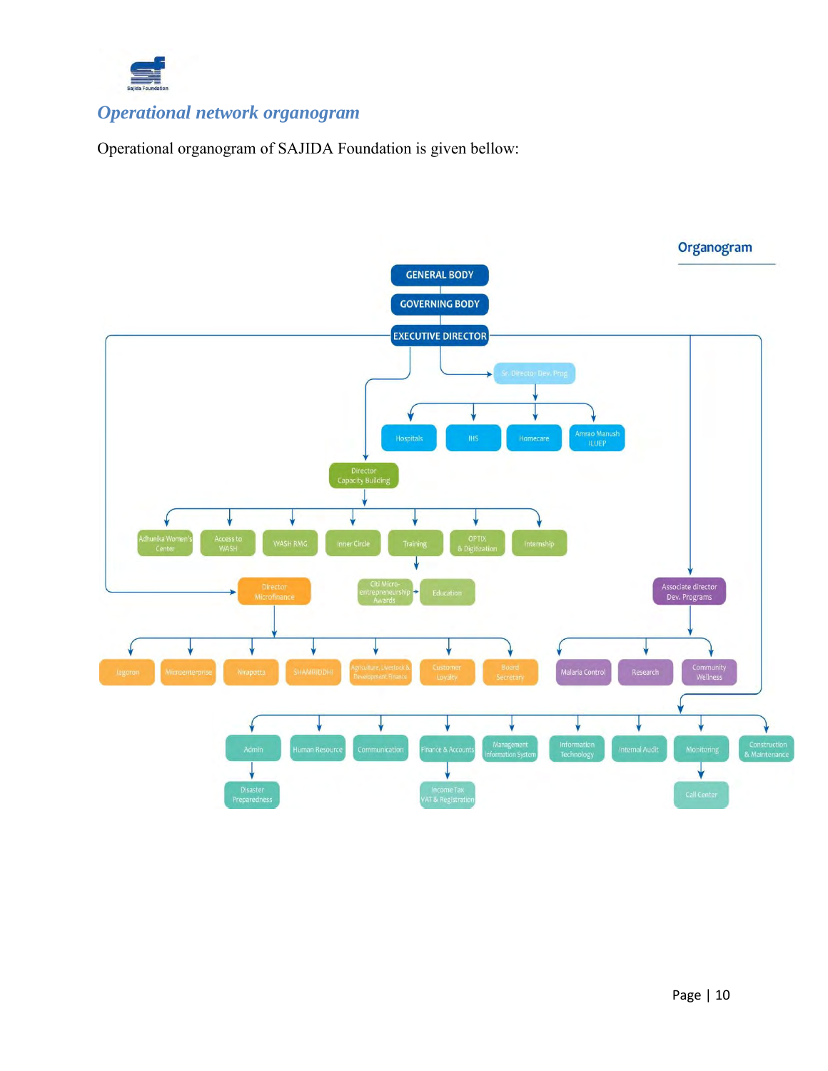## Operational network organogram

Operational organogram of SAJIDA Foundation is given bellow:

**Organogram**

- GENERAL BODY
  - GOVERNING BODY
    - EXECUTIVE DIRECTOR
      - Sr. Director Dev. Prog
        - Hospitals
        - IHS
        - Homecare
        - Amrao Manush ILUEP
      - Director Capacity Building
        - Adhunika Women's Center
        - Access to WASH
        - WASH RMG
        - Inner Circle
        - Training
          - Citi Micro-entrepreneurship Awards → Education
        - OPTIX & Digitization
        - Internship
      - Director Microfinance
        - Jagoron
        - Microenterprise
        - Nirapotta
        - SHAMRIDDHI
        - Agriculture, Livestock & Development Finance
        - Customer Loyalty
        - Board Secretary
      - Associate director Dev. Programs
        - Malaria Control
        - Research
        - Community Wellness
      - Admin
        - Disaster Preparedness
      - Human Resource
      - Communication
      - Finance & Accounts
        - Income Tax VAT & Registration
      - Management Information System
      - Information Technology
      - Internal Audit
      - Monitoring
        - Call Center
      - Construction & Maintenance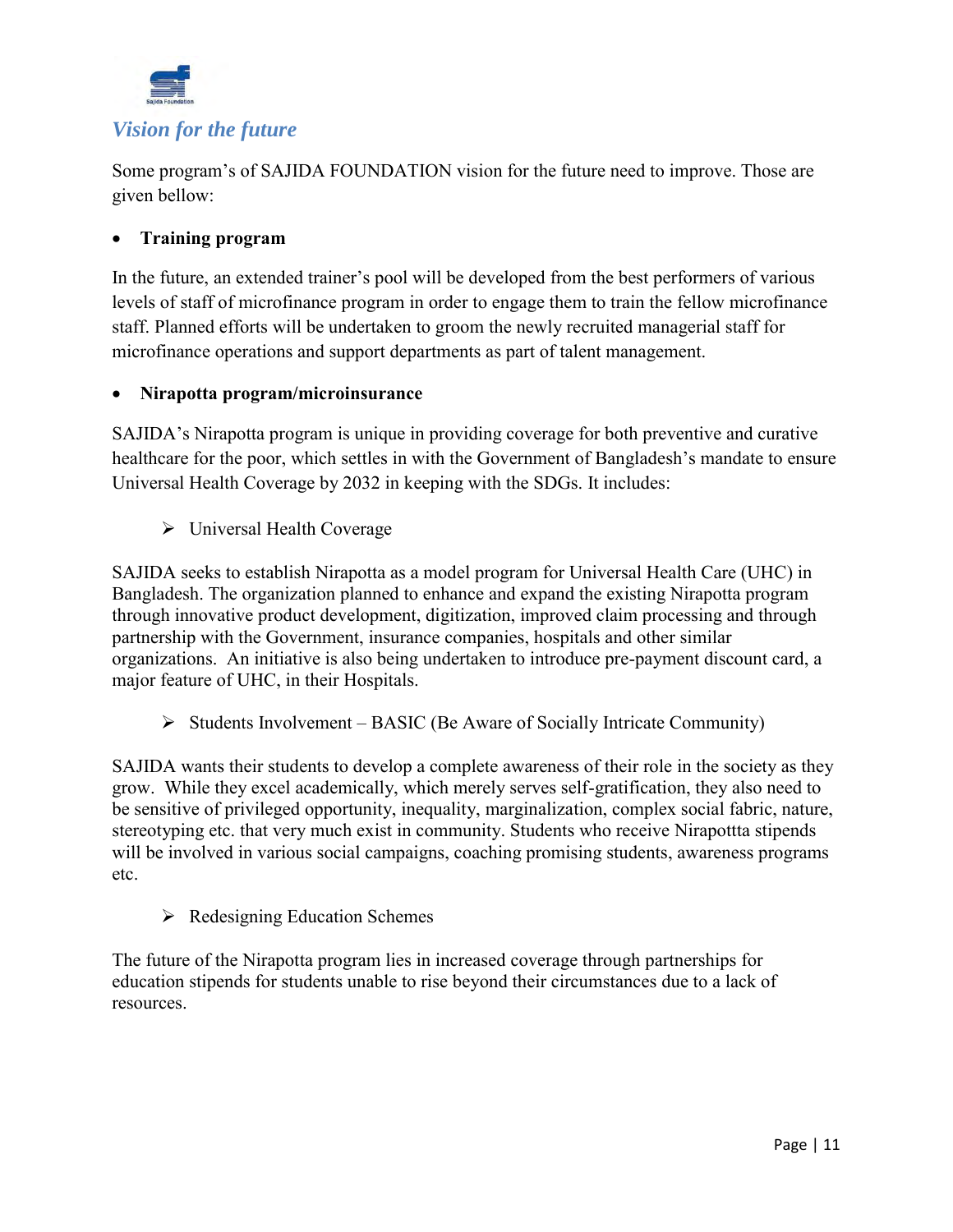## *Vision for the future*

Some program's of SAJIDA FOUNDATION vision for the future need to improve. Those are given bellow:

- **Training program**

In the future, an extended trainer's pool will be developed from the best performers of various levels of staff of microfinance program in order to engage them to train the fellow microfinance staff. Planned efforts will be undertaken to groom the newly recruited managerial staff for microfinance operations and support departments as part of talent management.

- **Nirapotta program/microinsurance**

SAJIDA's Nirapotta program is unique in providing coverage for both preventive and curative healthcare for the poor, which settles in with the Government of Bangladesh's mandate to ensure Universal Health Coverage by 2032 in keeping with the SDGs. It includes:

- Universal Health Coverage

SAJIDA seeks to establish Nirapotta as a model program for Universal Health Care (UHC) in Bangladesh. The organization planned to enhance and expand the existing Nirapotta program through innovative product development, digitization, improved claim processing and through partnership with the Government, insurance companies, hospitals and other similar organizations. An initiative is also being undertaken to introduce pre-payment discount card, a major feature of UHC, in their Hospitals.

- Students Involvement – BASIC (Be Aware of Socially Intricate Community)

SAJIDA wants their students to develop a complete awareness of their role in the society as they grow. While they excel academically, which merely serves self-gratification, they also need to be sensitive of privileged opportunity, inequality, marginalization, complex social fabric, nature, stereotyping etc. that very much exist in community. Students who receive Nirapottta stipends will be involved in various social campaigns, coaching promising students, awareness programs etc.

- Redesigning Education Schemes

The future of the Nirapotta program lies in increased coverage through partnerships for education stipends for students unable to rise beyond their circumstances due to a lack of resources.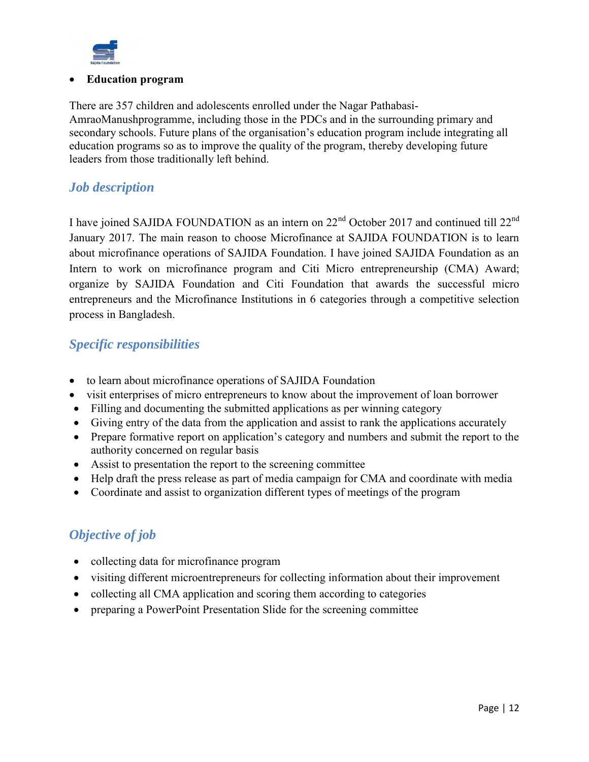- **Education program**

There are 357 children and adolescents enrolled under the Nagar Pathabasi-AmraoManushprogramme, including those in the PDCs and in the surrounding primary and secondary schools. Future plans of the organisation's education program include integrating all education programs so as to improve the quality of the program, thereby developing future leaders from those traditionally left behind.

## *Job description*

I have joined SAJIDA FOUNDATION as an intern on 22nd October 2017 and continued till 22nd January 2017. The main reason to choose Microfinance at SAJIDA FOUNDATION is to learn about microfinance operations of SAJIDA Foundation. I have joined SAJIDA Foundation as an Intern to work on microfinance program and Citi Micro entrepreneurship (CMA) Award; organize by SAJIDA Foundation and Citi Foundation that awards the successful micro entrepreneurs and the Microfinance Institutions in 6 categories through a competitive selection process in Bangladesh.

## *Specific responsibilities*

- to learn about microfinance operations of SAJIDA Foundation
- visit enterprises of micro entrepreneurs to know about the improvement of loan borrower
- Filling and documenting the submitted applications as per winning category
- Giving entry of the data from the application and assist to rank the applications accurately
- Prepare formative report on application's category and numbers and submit the report to the authority concerned on regular basis
- Assist to presentation the report to the screening committee
- Help draft the press release as part of media campaign for CMA and coordinate with media
- Coordinate and assist to organization different types of meetings of the program

## *Objective of job*

- collecting data for microfinance program
- visiting different microentrepreneurs for collecting information about their improvement
- collecting all CMA application and scoring them according to categories
- preparing a PowerPoint Presentation Slide for the screening committee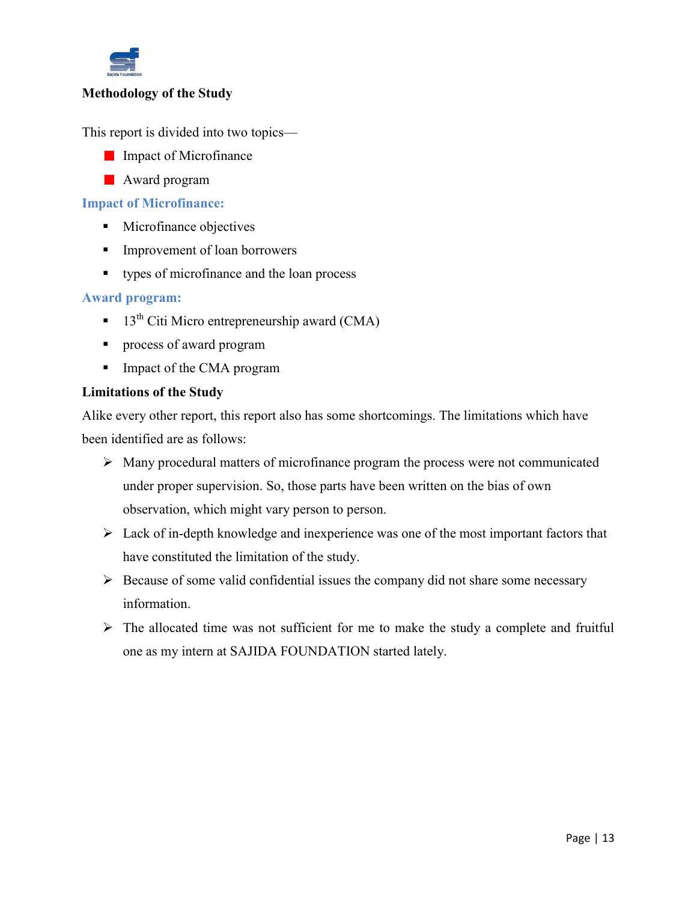## Methodology of the Study

This report is divided into two topics—

- Impact of Microfinance
- Award program

### Impact of Microfinance:

- Microfinance objectives
- Improvement of loan borrowers
- types of microfinance and the loan process

### Award program:

- 13th Citi Micro entrepreneurship award (CMA)
- process of award program
- Impact of the CMA program

## Limitations of the Study

Alike every other report, this report also has some shortcomings. The limitations which have been identified are as follows:

- Many procedural matters of microfinance program the process were not communicated under proper supervision. So, those parts have been written on the bias of own observation, which might vary person to person.
- Lack of in-depth knowledge and inexperience was one of the most important factors that have constituted the limitation of the study.
- Because of some valid confidential issues the company did not share some necessary information.
- The allocated time was not sufficient for me to make the study a complete and fruitful one as my intern at SAJIDA FOUNDATION started lately.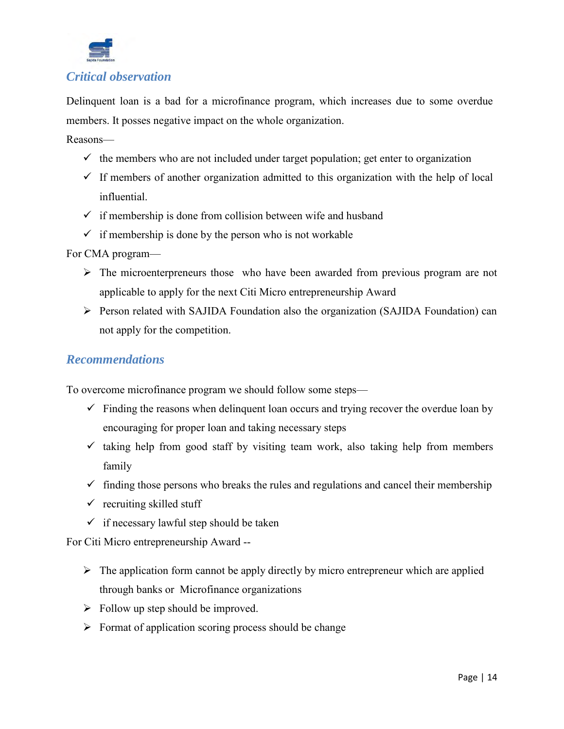## *Critical observation*

Delinquent loan is a bad for a microfinance program, which increases due to some overdue members. It posses negative impact on the whole organization.

Reasons—

- ✓ the members who are not included under target population; get enter to organization
- ✓ If members of another organization admitted to this organization with the help of local influential.
- ✓ if membership is done from collision between wife and husband
- ✓ if membership is done by the person who is not workable

For CMA program—

- ➢ The microenterpreneurs those who have been awarded from previous program are not applicable to apply for the next Citi Micro entrepreneurship Award
- ➢ Person related with SAJIDA Foundation also the organization (SAJIDA Foundation) can not apply for the competition.

## *Recommendations*

To overcome microfinance program we should follow some steps—

- ✓ Finding the reasons when delinquent loan occurs and trying recover the overdue loan by encouraging for proper loan and taking necessary steps
- ✓ taking help from good staff by visiting team work, also taking help from members family
- ✓ finding those persons who breaks the rules and regulations and cancel their membership
- ✓ recruiting skilled stuff
- ✓ if necessary lawful step should be taken

For Citi Micro entrepreneurship Award --

- ➢ The application form cannot be apply directly by micro entrepreneur which are applied through banks or Microfinance organizations
- ➢ Follow up step should be improved.
- ➢ Format of application scoring process should be change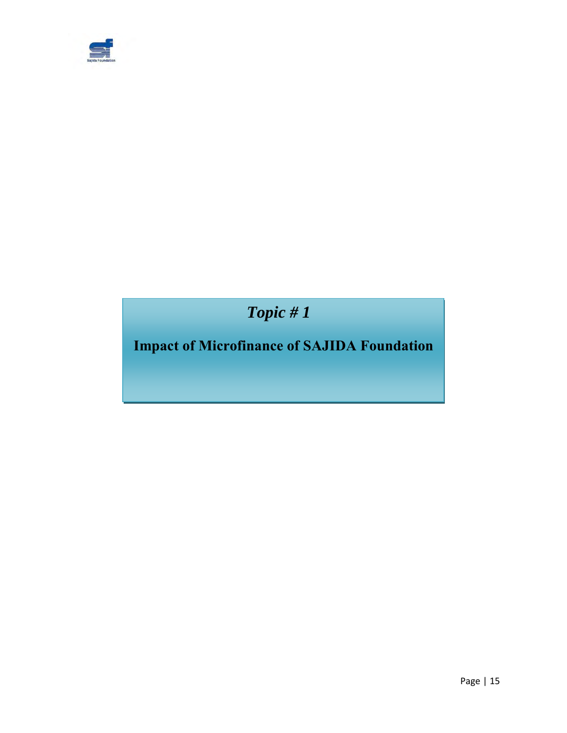*Topic # 1*

## Impact of Microfinance of SAJIDA Foundation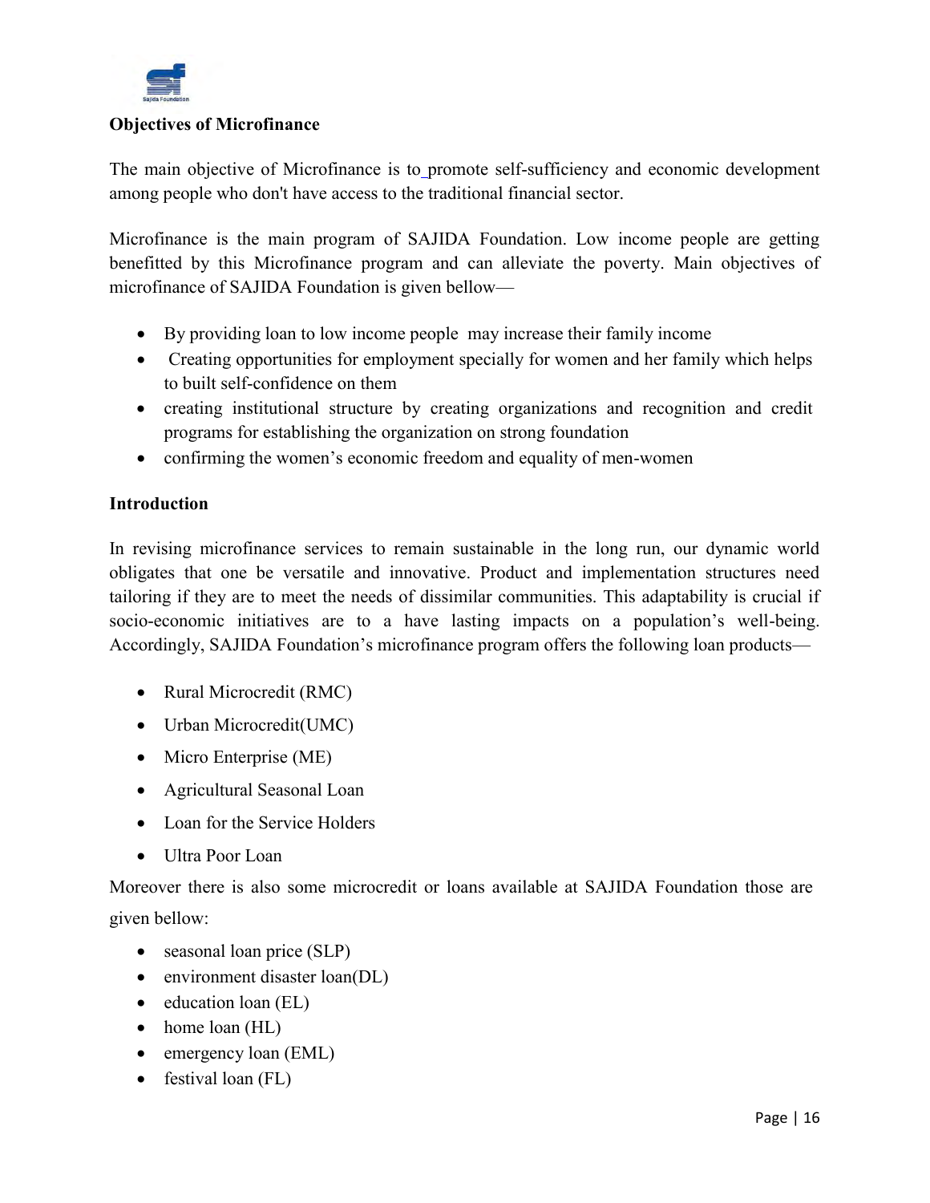**Objectives of Microfinance**

The main objective of Microfinance is to promote self-sufficiency and economic development among people who don't have access to the traditional financial sector.

Microfinance is the main program of SAJIDA Foundation. Low income people are getting benefitted by this Microfinance program and can alleviate the poverty. Main objectives of microfinance of SAJIDA Foundation is given bellow—

- By providing loan to low income people may increase their family income
- Creating opportunities for employment specially for women and her family which helps to built self-confidence on them
- creating institutional structure by creating organizations and recognition and credit programs for establishing the organization on strong foundation
- confirming the women's economic freedom and equality of men-women

**Introduction**

In revising microfinance services to remain sustainable in the long run, our dynamic world obligates that one be versatile and innovative. Product and implementation structures need tailoring if they are to meet the needs of dissimilar communities. This adaptability is crucial if socio-economic initiatives are to a have lasting impacts on a population's well-being. Accordingly, SAJIDA Foundation's microfinance program offers the following loan products—

- Rural Microcredit (RMC)
- Urban Microcredit(UMC)
- Micro Enterprise (ME)
- Agricultural Seasonal Loan
- Loan for the Service Holders
- Ultra Poor Loan

Moreover there is also some microcredit or loans available at SAJIDA Foundation those are given bellow:

- seasonal loan price (SLP)
- environment disaster loan(DL)
- education loan (EL)
- home loan (HL)
- emergency loan (EML)
- festival loan (FL)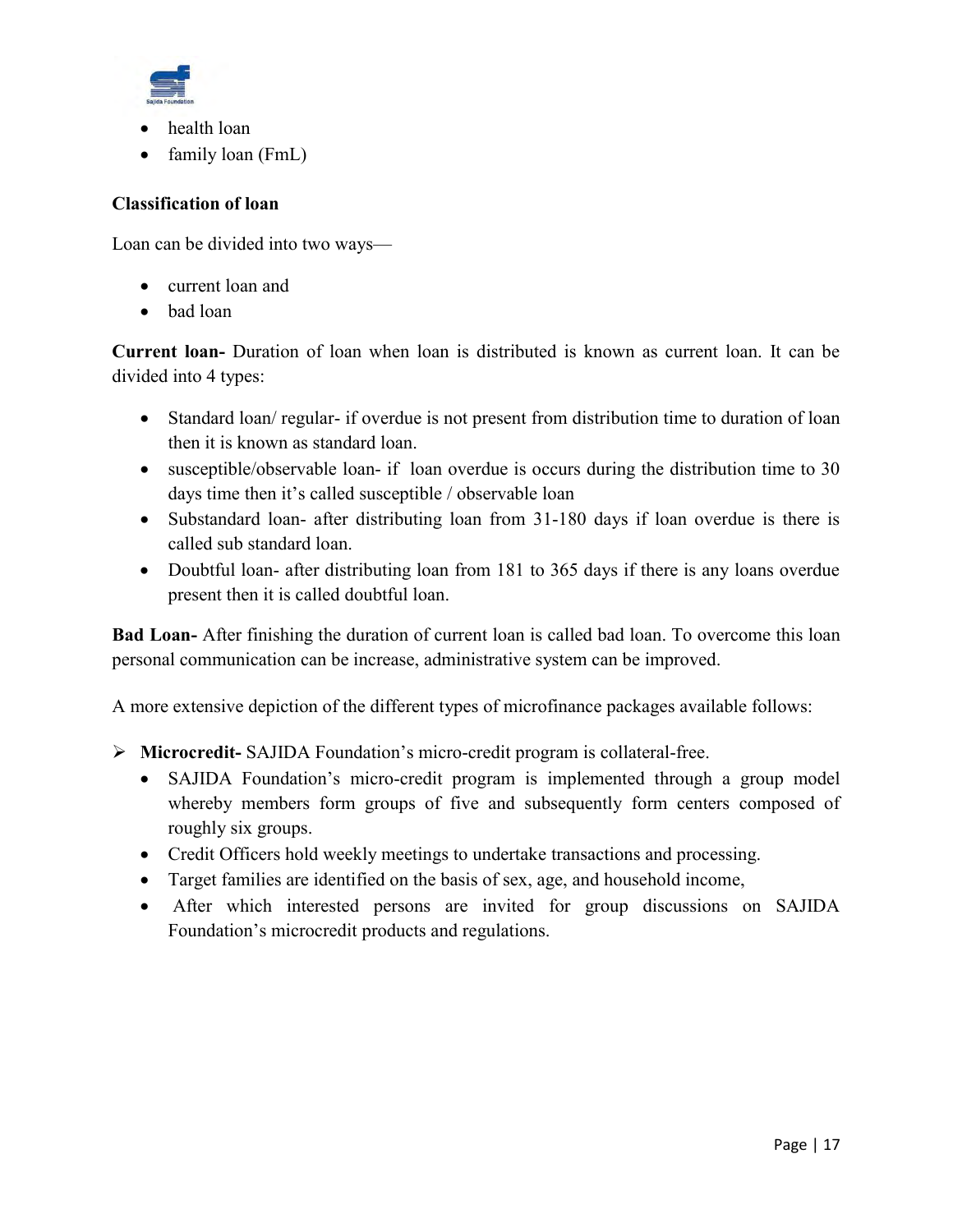- health loan
- family loan (FmL)

**Classification of loan**

Loan can be divided into two ways—

- current loan and
- bad loan

**Current loan-** Duration of loan when loan is distributed is known as current loan. It can be divided into 4 types:

- Standard loan/ regular- if overdue is not present from distribution time to duration of loan then it is known as standard loan.
- susceptible/observable loan- if loan overdue is occurs during the distribution time to 30 days time then it's called susceptible / observable loan
- Substandard loan- after distributing loan from 31-180 days if loan overdue is there is called sub standard loan.
- Doubtful loan- after distributing loan from 181 to 365 days if there is any loans overdue present then it is called doubtful loan.

**Bad Loan-** After finishing the duration of current loan is called bad loan. To overcome this loan personal communication can be increase, administrative system can be improved.

A more extensive depiction of the different types of microfinance packages available follows:

- **Microcredit-** SAJIDA Foundation's micro-credit program is collateral-free.
  - SAJIDA Foundation's micro-credit program is implemented through a group model whereby members form groups of five and subsequently form centers composed of roughly six groups.
  - Credit Officers hold weekly meetings to undertake transactions and processing.
  - Target families are identified on the basis of sex, age, and household income,
  - After which interested persons are invited for group discussions on SAJIDA Foundation's microcredit products and regulations.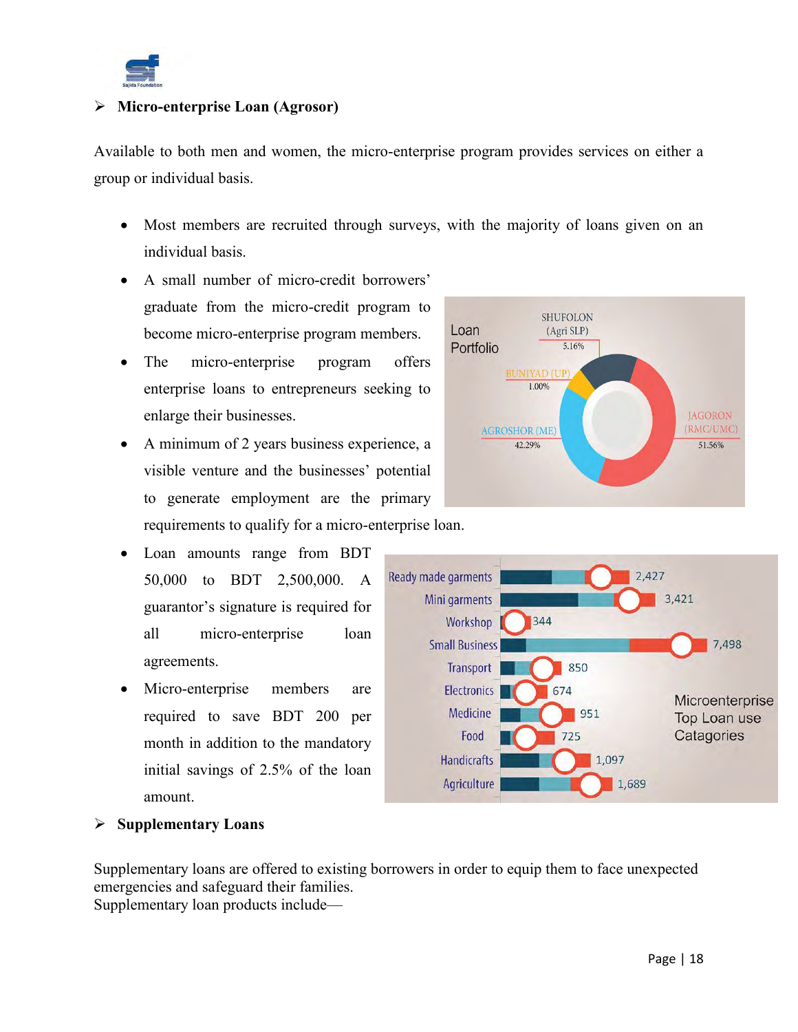## Micro-enterprise Loan (Agrosor)

Available to both men and women, the micro-enterprise program provides services on either a group or individual basis.

- Most members are recruited through surveys, with the majority of loans given on an individual basis.
- A small number of micro-credit borrowers' graduate from the micro-credit program to become micro-enterprise program members.
- The micro-enterprise program offers enterprise loans to entrepreneurs seeking to enlarge their businesses.
- A minimum of 2 years business experience, a visible venture and the businesses' potential to generate employment are the primary requirements to qualify for a micro-enterprise loan.
- Loan amounts range from BDT 50,000 to BDT 2,500,000. A guarantor's signature is required for all micro-enterprise loan agreements.
- Micro-enterprise members are required to save BDT 200 per month in addition to the mandatory initial savings of 2.5% of the loan amount.

Loan Portfolio

| Product | Share |
|---|---|
| SHUFOLON (Agri SLP) | 5.16% |
| BUNIYAD (UP) | 1.00% |
| AGROSHOR (ME) | 42.29% |
| JAGORON (RMC/UMC) | 51.56% |

Microenterprise Top Loan use Catagories

| Category | Value |
|---|---|
| Ready made garments | 2,427 |
| Mini garments | 3,421 |
| Workshop | 344 |
| Small Business | 7,498 |
| Transport | 850 |
| Electronics | 674 |
| Medicine | 951 |
| Food | 725 |
| Handicrafts | 1,097 |
| Agriculture | 1,689 |

## Supplementary Loans

Supplementary loans are offered to existing borrowers in order to equip them to face unexpected emergencies and safeguard their families.
Supplementary loan products include—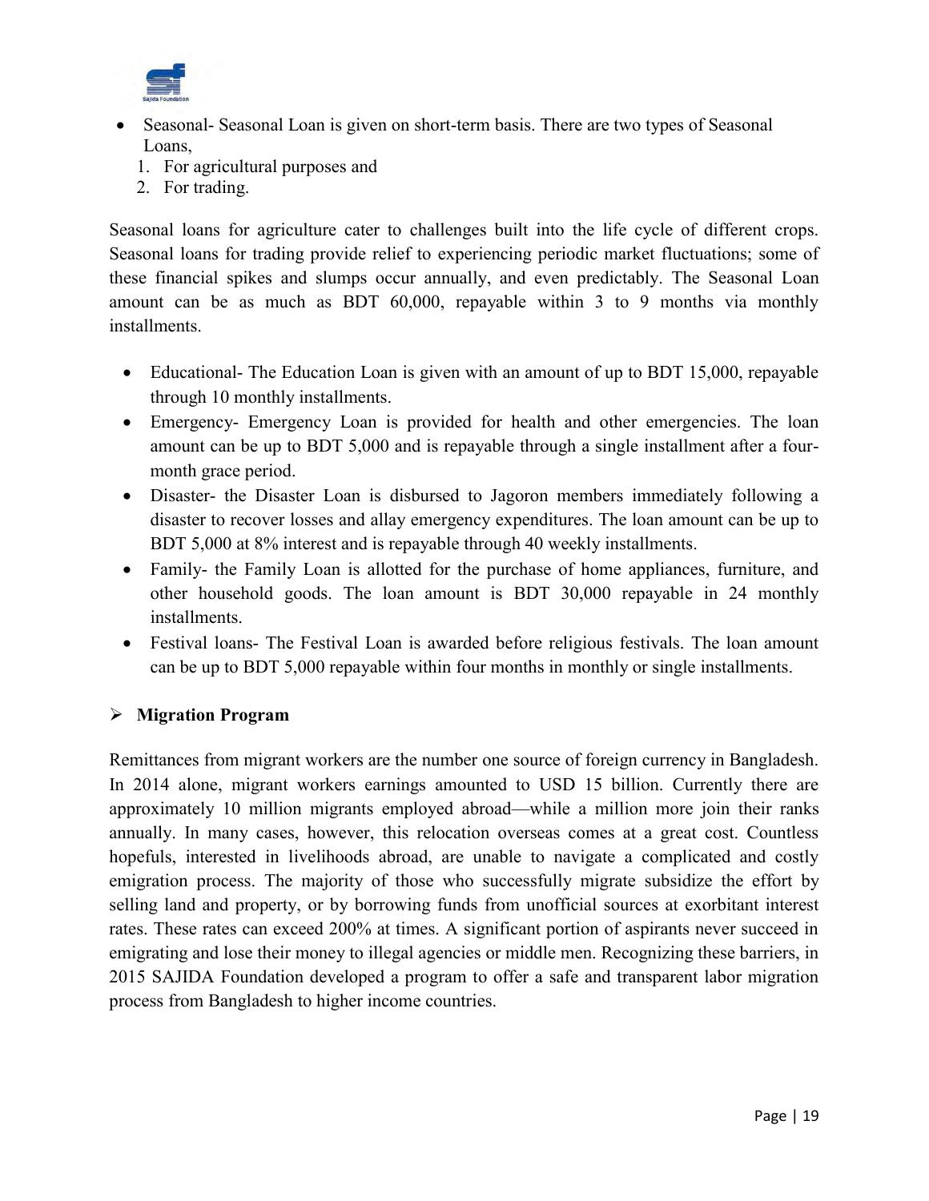- Seasonal- Seasonal Loan is given on short-term basis. There are two types of Seasonal Loans,
  1. For agricultural purposes and
  2. For trading.

Seasonal loans for agriculture cater to challenges built into the life cycle of different crops. Seasonal loans for trading provide relief to experiencing periodic market fluctuations; some of these financial spikes and slumps occur annually, and even predictably. The Seasonal Loan amount can be as much as BDT 60,000, repayable within 3 to 9 months via monthly installments.

- Educational- The Education Loan is given with an amount of up to BDT 15,000, repayable through 10 monthly installments.
- Emergency- Emergency Loan is provided for health and other emergencies. The loan amount can be up to BDT 5,000 and is repayable through a single installment after a four-month grace period.
- Disaster- the Disaster Loan is disbursed to Jagoron members immediately following a disaster to recover losses and allay emergency expenditures. The loan amount can be up to BDT 5,000 at 8% interest and is repayable through 40 weekly installments.
- Family- the Family Loan is allotted for the purchase of home appliances, furniture, and other household goods. The loan amount is BDT 30,000 repayable in 24 monthly installments.
- Festival loans- The Festival Loan is awarded before religious festivals. The loan amount can be up to BDT 5,000 repayable within four months in monthly or single installments.

- **Migration Program**

Remittances from migrant workers are the number one source of foreign currency in Bangladesh. In 2014 alone, migrant workers earnings amounted to USD 15 billion. Currently there are approximately 10 million migrants employed abroad—while a million more join their ranks annually. In many cases, however, this relocation overseas comes at a great cost. Countless hopefuls, interested in livelihoods abroad, are unable to navigate a complicated and costly emigration process. The majority of those who successfully migrate subsidize the effort by selling land and property, or by borrowing funds from unofficial sources at exorbitant interest rates. These rates can exceed 200% at times. A significant portion of aspirants never succeed in emigrating and lose their money to illegal agencies or middle men. Recognizing these barriers, in 2015 SAJIDA Foundation developed a program to offer a safe and transparent labor migration process from Bangladesh to higher income countries.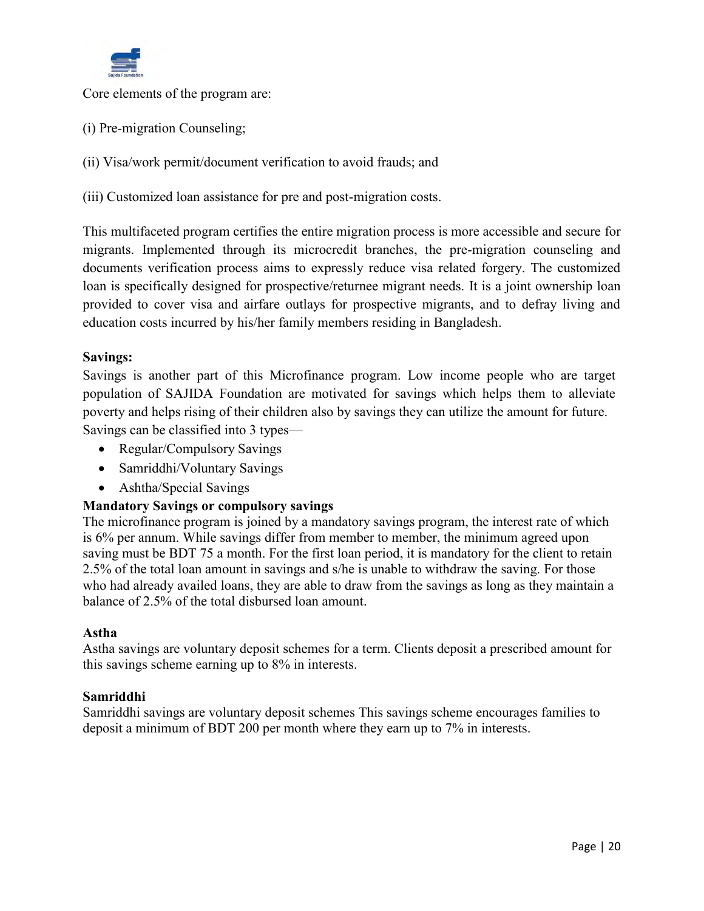Core elements of the program are:

(i) Pre-migration Counseling;

(ii) Visa/work permit/document verification to avoid frauds; and

(iii) Customized loan assistance for pre and post-migration costs.

This multifaceted program certifies the entire migration process is more accessible and secure for migrants. Implemented through its microcredit branches, the pre-migration counseling and documents verification process aims to expressly reduce visa related forgery. The customized loan is specifically designed for prospective/returnee migrant needs. It is a joint ownership loan provided to cover visa and airfare outlays for prospective migrants, and to defray living and education costs incurred by his/her family members residing in Bangladesh.

**Savings:**

Savings is another part of this Microfinance program. Low income people who are target population of SAJIDA Foundation are motivated for savings which helps them to alleviate poverty and helps rising of their children also by savings they can utilize the amount for future. Savings can be classified into 3 types—

- Regular/Compulsory Savings
- Samriddhi/Voluntary Savings
- Ashtha/Special Savings

**Mandatory Savings or compulsory savings**

The microfinance program is joined by a mandatory savings program, the interest rate of which is 6% per annum. While savings differ from member to member, the minimum agreed upon saving must be BDT 75 a month. For the first loan period, it is mandatory for the client to retain 2.5% of the total loan amount in savings and s/he is unable to withdraw the saving. For those who had already availed loans, they are able to draw from the savings as long as they maintain a balance of 2.5% of the total disbursed loan amount.

**Astha**

Astha savings are voluntary deposit schemes for a term. Clients deposit a prescribed amount for this savings scheme earning up to 8% in interests.

**Samriddhi**

Samriddhi savings are voluntary deposit schemes This savings scheme encourages families to deposit a minimum of BDT 200 per month where they earn up to 7% in interests.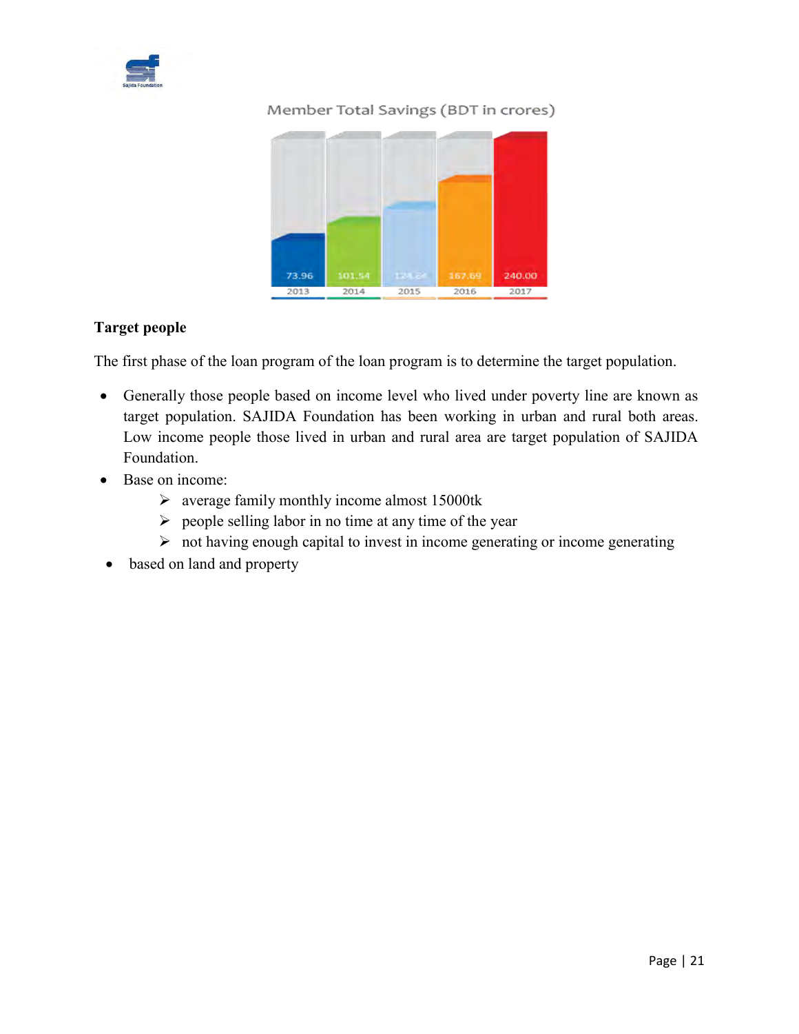Member Total Savings (BDT in crores)

| 2013 | 2014 | 2015 | 2016 | 2017 |
|---|---|---|---|---|
| 73.96 | 101.54 | 124.64 | 167.69 | 240.00 |

### Target people

The first phase of the loan program of the loan program is to determine the target population.

- Generally those people based on income level who lived under poverty line are known as target population. SAJIDA Foundation has been working in urban and rural both areas. Low income people those lived in urban and rural area are target population of SAJIDA Foundation.
- Base on income:
  - average family monthly income almost 15000tk
  - people selling labor in no time at any time of the year
  - not having enough capital to invest in income generating or income generating
- based on land and property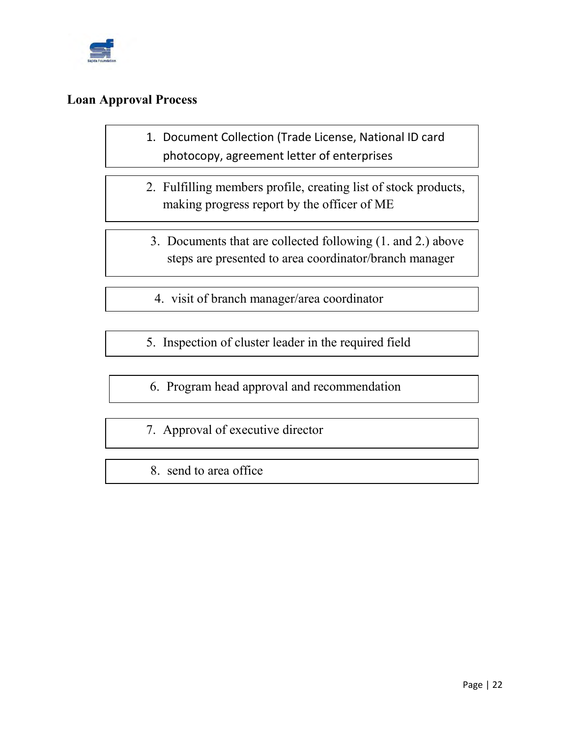**Loan Approval Process**

1. Document Collection (Trade License, National ID card photocopy, agreement letter of enterprises
2. Fulfilling members profile, creating list of stock products, making progress report by the officer of ME
3. Documents that are collected following (1. and 2.) above steps are presented to area coordinator/branch manager
4. visit of branch manager/area coordinator
5. Inspection of cluster leader in the required field
6. Program head approval and recommendation
7. Approval of executive director
8. send to area office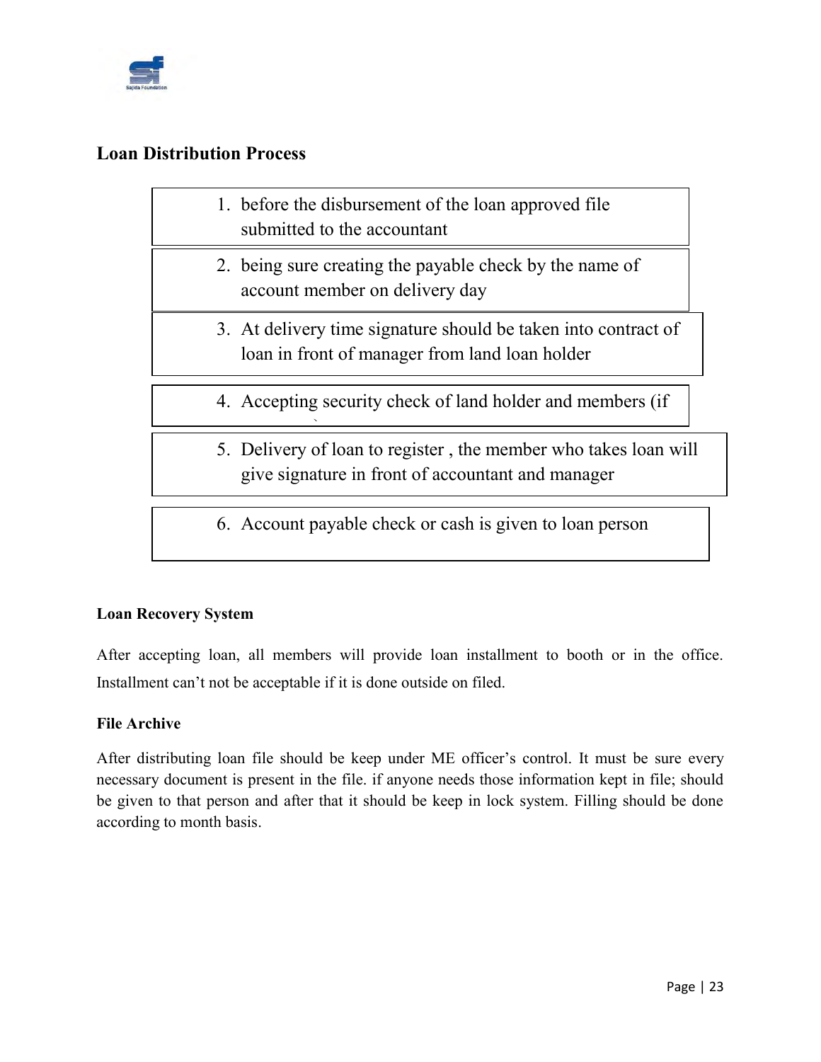## Loan Distribution Process

1. before the disbursement of the loan approved file submitted to the accountant
2. being sure creating the payable check by the name of account member on delivery day
3. At delivery time signature should be taken into contract of loan in front of manager from land loan holder
4. Accepting security check of land holder and members (if
5. Delivery of loan to register , the member who takes loan will give signature in front of accountant and manager
6. Account payable check or cash is given to loan person

**Loan Recovery System**

After accepting loan, all members will provide loan installment to booth or in the office. Installment can't not be acceptable if it is done outside on filed.

**File Archive**

After distributing loan file should be keep under ME officer's control. It must be sure every necessary document is present in the file. if anyone needs those information kept in file; should be given to that person and after that it should be keep in lock system. Filling should be done according to month basis.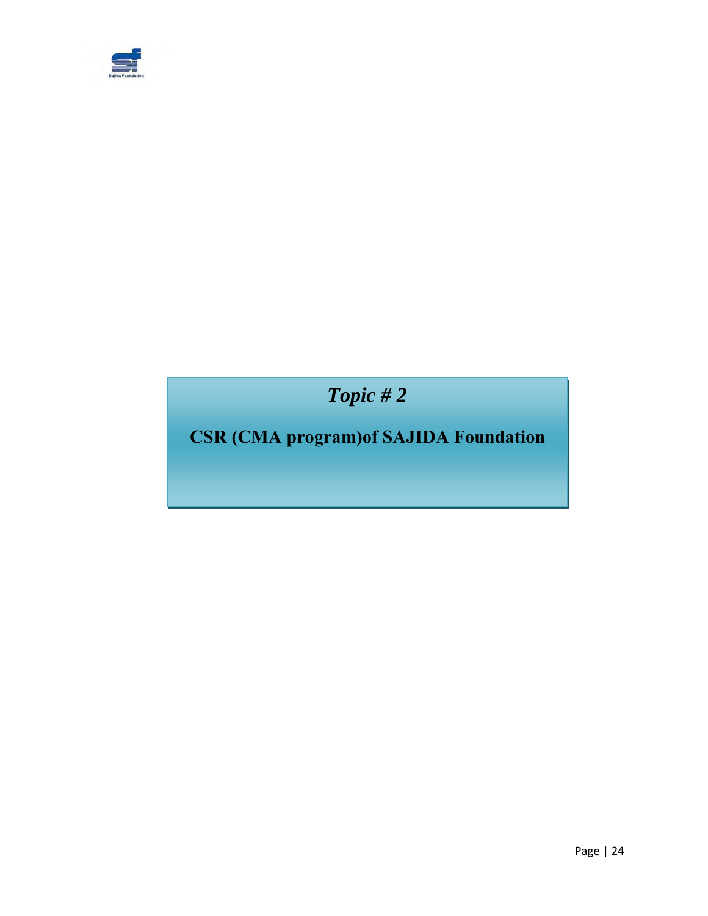## *Topic # 2*

## CSR (CMA program)of SAJIDA Foundation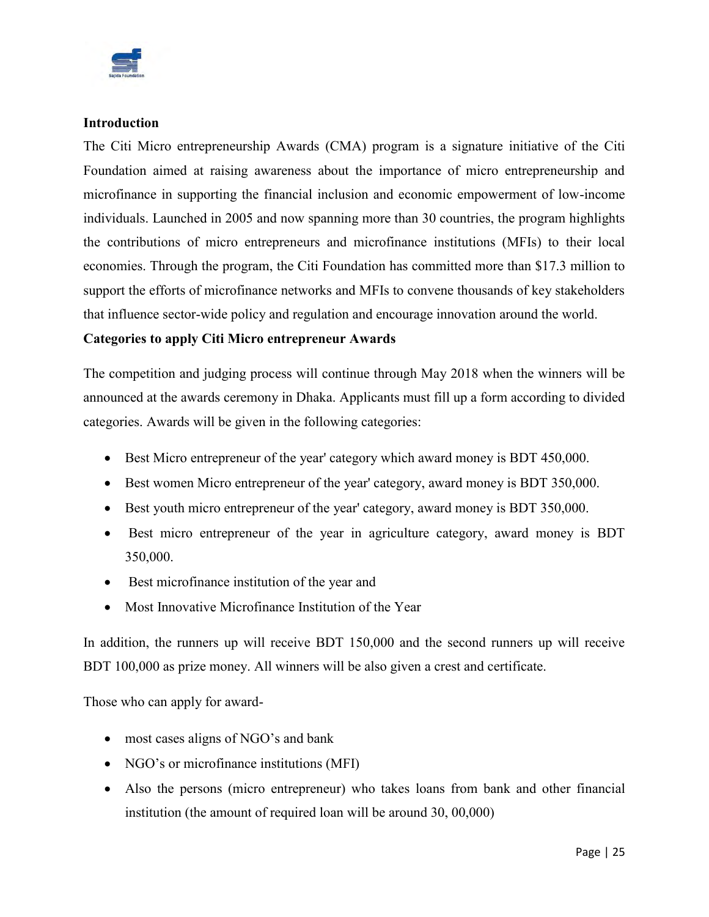**Introduction**

The Citi Micro entrepreneurship Awards (CMA) program is a signature initiative of the Citi Foundation aimed at raising awareness about the importance of micro entrepreneurship and microfinance in supporting the financial inclusion and economic empowerment of low-income individuals. Launched in 2005 and now spanning more than 30 countries, the program highlights the contributions of micro entrepreneurs and microfinance institutions (MFIs) to their local economies. Through the program, the Citi Foundation has committed more than $17.3 million to support the efforts of microfinance networks and MFIs to convene thousands of key stakeholders that influence sector-wide policy and regulation and encourage innovation around the world.

**Categories to apply Citi Micro entrepreneur Awards**

The competition and judging process will continue through May 2018 when the winners will be announced at the awards ceremony in Dhaka. Applicants must fill up a form according to divided categories. Awards will be given in the following categories:

- Best Micro entrepreneur of the year' category which award money is BDT 450,000.
- Best women Micro entrepreneur of the year' category, award money is BDT 350,000.
- Best youth micro entrepreneur of the year' category, award money is BDT 350,000.
- Best micro entrepreneur of the year in agriculture category, award money is BDT 350,000.
- Best microfinance institution of the year and
- Most Innovative Microfinance Institution of the Year

In addition, the runners up will receive BDT 150,000 and the second runners up will receive BDT 100,000 as prize money. All winners will be also given a crest and certificate.

Those who can apply for award-

- most cases aligns of NGO's and bank
- NGO's or microfinance institutions (MFI)
- Also the persons (micro entrepreneur) who takes loans from bank and other financial institution (the amount of required loan will be around 30, 00,000)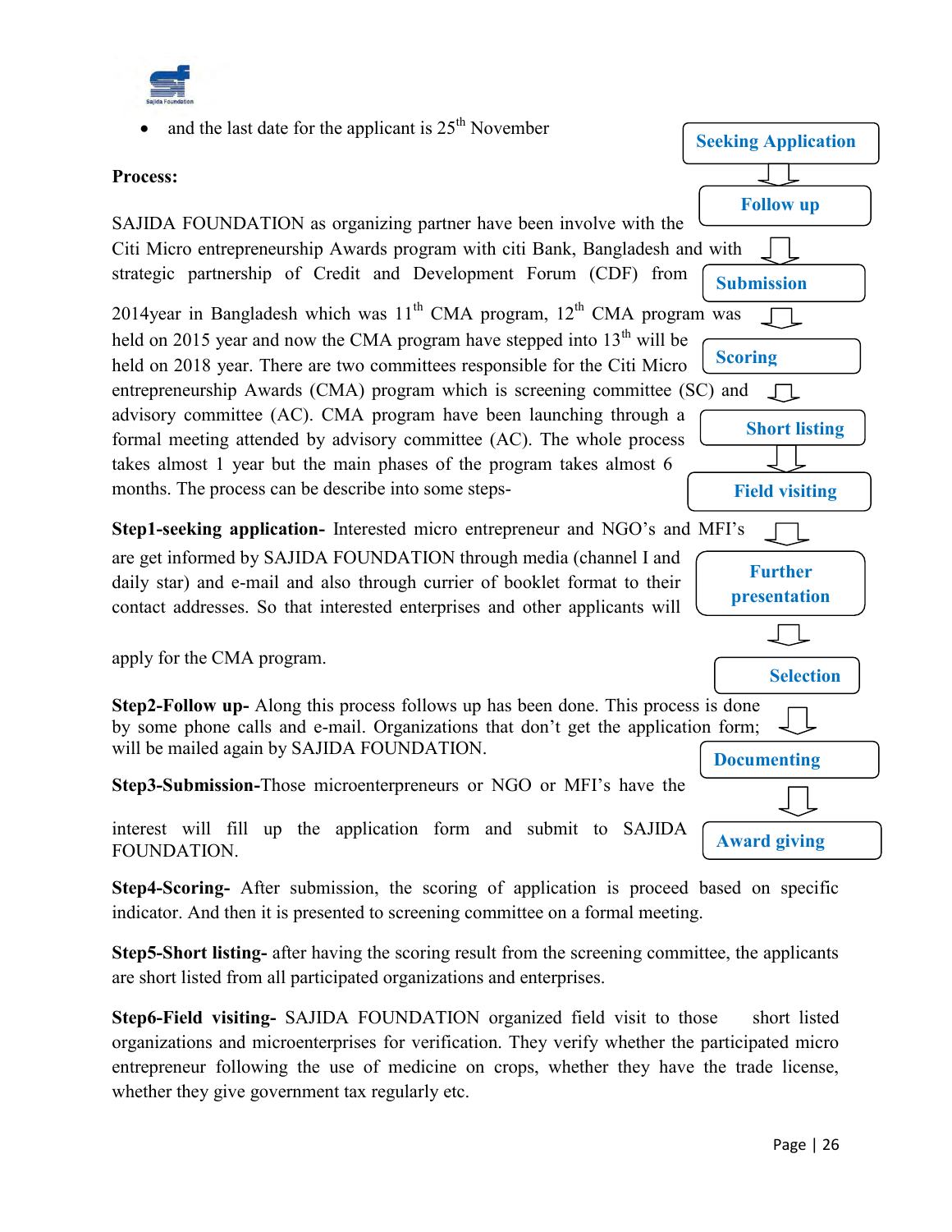- and the last date for the applicant is 25th November

**Process:**

SAJIDA FOUNDATION as organizing partner have been involve with the Citi Micro entrepreneurship Awards program with citi Bank, Bangladesh and with strategic partnership of Credit and Development Forum (CDF) from 2014year in Bangladesh which was 11th CMA program, 12th CMA program was held on 2015 year and now the CMA program have stepped into 13th will be held on 2018 year. There are two committees responsible for the Citi Micro entrepreneurship Awards (CMA) program which is screening committee (SC) and advisory committee (AC). CMA program have been launching through a formal meeting attended by advisory committee (AC). The whole process takes almost 1 year but the main phases of the program takes almost 6 months. The process can be describe into some steps-

Seeking Application → Follow up → Submission → Scoring → Short listing → Field visiting → Further presentation → Selection → Documenting → Award giving

**Step1-seeking application-** Interested micro entrepreneur and NGO's and MFI's are get informed by SAJIDA FOUNDATION through media (channel I and daily star) and e-mail and also through currier of booklet format to their contact addresses. So that interested enterprises and other applicants will apply for the CMA program.

**Step2-Follow up-** Along this process follows up has been done. This process is done by some phone calls and e-mail. Organizations that don't get the application form; will be mailed again by SAJIDA FOUNDATION.

**Step3-Submission-**Those microenterpreneurs or NGO or MFI's have the interest will fill up the application form and submit to SAJIDA FOUNDATION.

**Step4-Scoring-** After submission, the scoring of application is proceed based on specific indicator. And then it is presented to screening committee on a formal meeting.

**Step5-Short listing-** after having the scoring result from the screening committee, the applicants are short listed from all participated organizations and enterprises.

**Step6-Field visiting-** SAJIDA FOUNDATION organized field visit to those short listed organizations and microenterprises for verification. They verify whether the participated micro entrepreneur following the use of medicine on crops, whether they have the trade license, whether they give government tax regularly etc.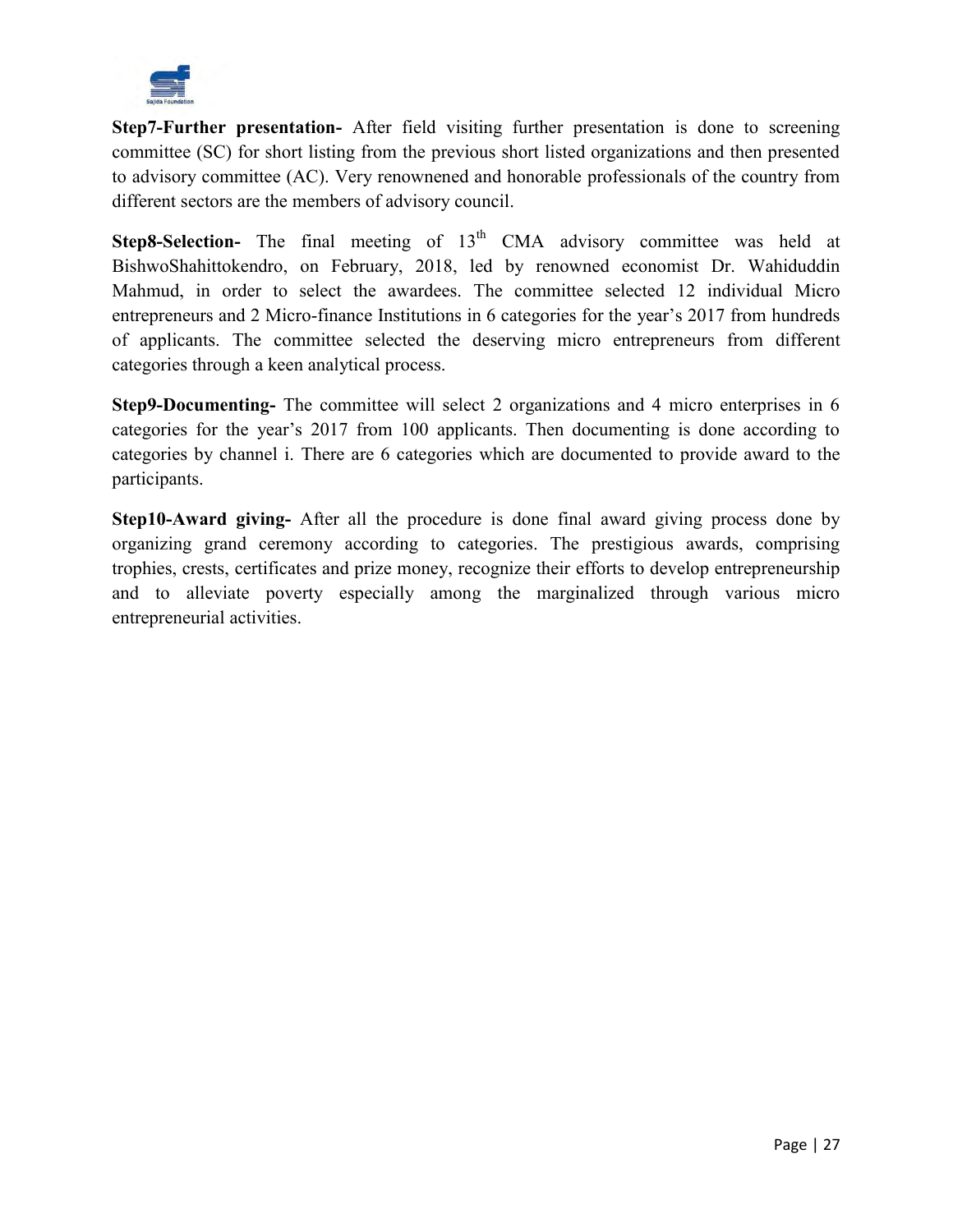**Step7-Further presentation-** After field visiting further presentation is done to screening committee (SC) for short listing from the previous short listed organizations and then presented to advisory committee (AC). Very renownened and honorable professionals of the country from different sectors are the members of advisory council.

**Step8-Selection-** The final meeting of 13th CMA advisory committee was held at BishwoShahittokendro, on February, 2018, led by renowned economist Dr. Wahiduddin Mahmud, in order to select the awardees. The committee selected 12 individual Micro entrepreneurs and 2 Micro-finance Institutions in 6 categories for the year's 2017 from hundreds of applicants. The committee selected the deserving micro entrepreneurs from different categories through a keen analytical process.

**Step9-Documenting-** The committee will select 2 organizations and 4 micro enterprises in 6 categories for the year's 2017 from 100 applicants. Then documenting is done according to categories by channel i. There are 6 categories which are documented to provide award to the participants.

**Step10-Award giving-** After all the procedure is done final award giving process done by organizing grand ceremony according to categories. The prestigious awards, comprising trophies, crests, certificates and prize money, recognize their efforts to develop entrepreneurship and to alleviate poverty especially among the marginalized through various micro entrepreneurial activities.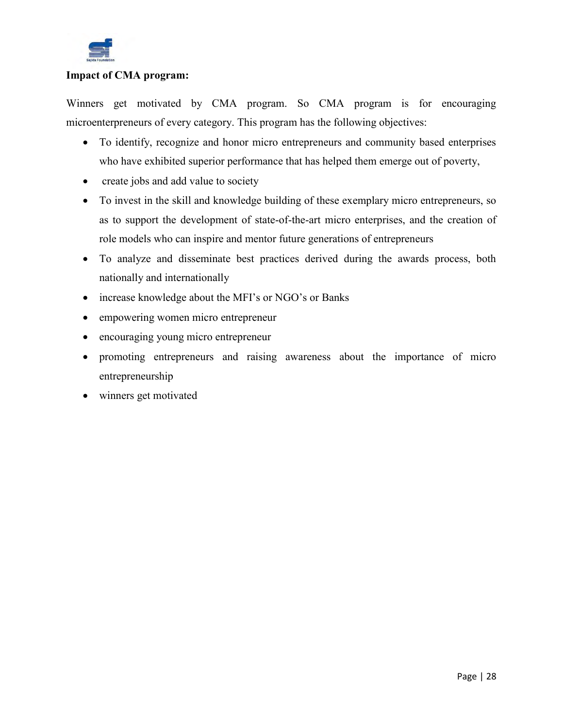**Impact of CMA program:**

Winners get motivated by CMA program. So CMA program is for encouraging microenterpreneurs of every category. This program has the following objectives:

- To identify, recognize and honor micro entrepreneurs and community based enterprises who have exhibited superior performance that has helped them emerge out of poverty,
- create jobs and add value to society
- To invest in the skill and knowledge building of these exemplary micro entrepreneurs, so as to support the development of state-of-the-art micro enterprises, and the creation of role models who can inspire and mentor future generations of entrepreneurs
- To analyze and disseminate best practices derived during the awards process, both nationally and internationally
- increase knowledge about the MFI's or NGO's or Banks
- empowering women micro entrepreneur
- encouraging young micro entrepreneur
- promoting entrepreneurs and raising awareness about the importance of micro entrepreneurship
- winners get motivated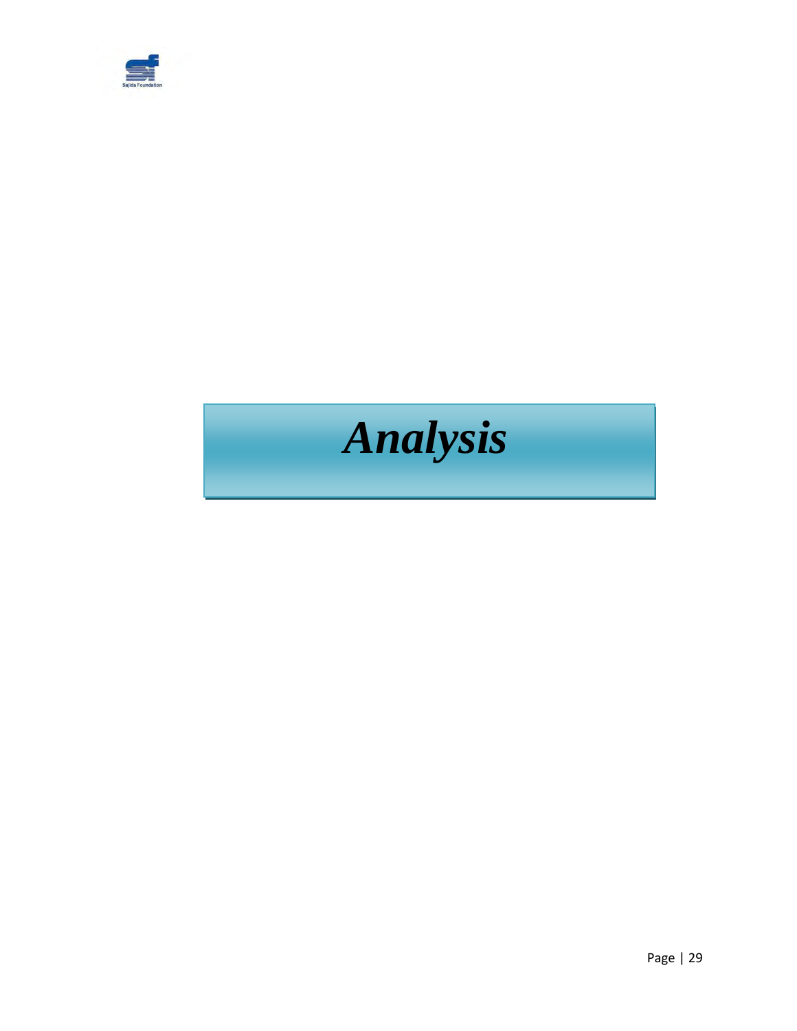# *Analysis*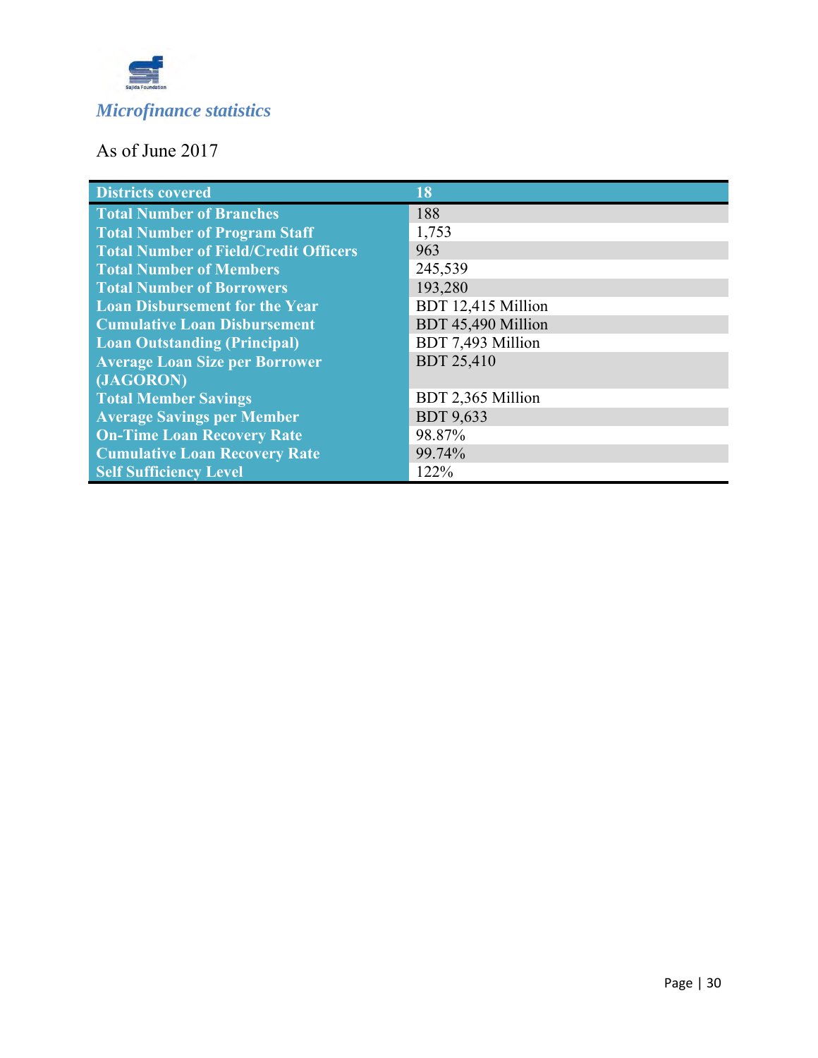*Microfinance statistics*

As of June 2017

| Districts covered | 18 |
|---|---|
| Total Number of Branches | 188 |
| Total Number of Program Staff | 1,753 |
| Total Number of Field/Credit Officers | 963 |
| Total Number of Members | 245,539 |
| Total Number of Borrowers | 193,280 |
| Loan Disbursement for the Year | BDT 12,415 Million |
| Cumulative Loan Disbursement | BDT 45,490 Million |
| Loan Outstanding (Principal) | BDT 7,493 Million |
| Average Loan Size per Borrower (JAGORON) | BDT 25,410 |
| Total Member Savings | BDT 2,365 Million |
| Average Savings per Member | BDT 9,633 |
| On-Time Loan Recovery Rate | 98.87% |
| Cumulative Loan Recovery Rate | 99.74% |
| Self Sufficiency Level | 122% |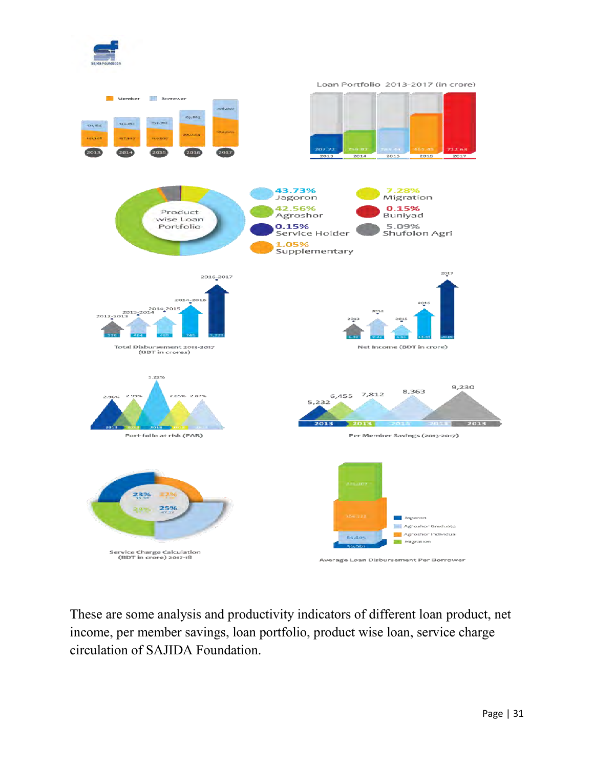Loan Portfolio 2013-2017 (in crore)

Product wise Loan Portfolio

43.73% Jagoron
42.56% Agroshor
0.15% Service Holder
1.05% Supplementary
7.28% Migration
0.15% Buniyad
5.09% Shufolon Agri

Total Disbursement 2013-2017 (BDT in crores)

Net Income (BDT in crore)

Port-folio at risk (PAR)

Per Member Savings (2013-2017)

Service Charge Calculation (BDT in crore) 2017-18

Average Loan Disbursement Per Borrower

These are some analysis and productivity indicators of different loan product, net income, per member savings, loan portfolio, product wise loan, service charge circulation of SAJIDA Foundation.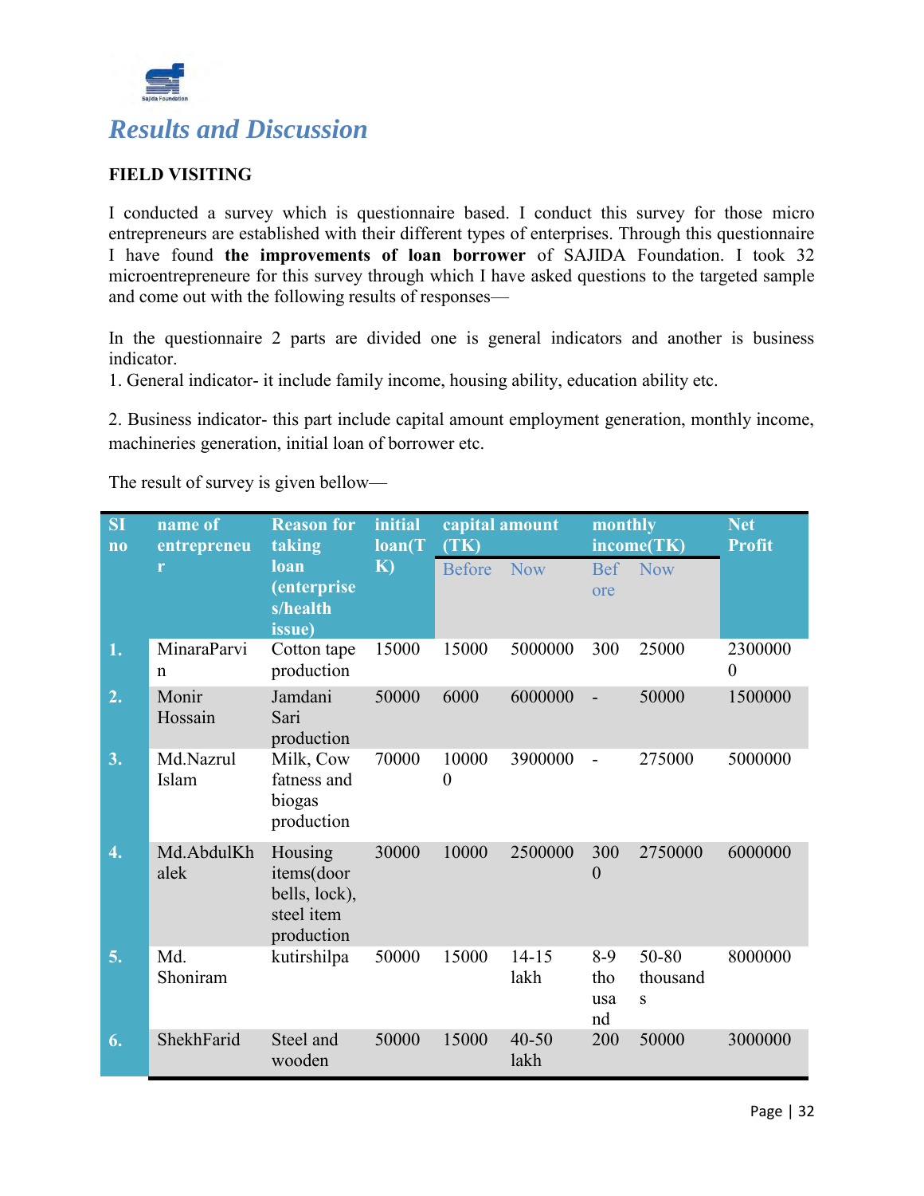## Results and Discussion

**FIELD VISITING**

I conducted a survey which is questionnaire based. I conduct this survey for those micro entrepreneurs are established with their different types of enterprises. Through this questionnaire I have found **the improvements of loan borrower** of SAJIDA Foundation. I took 32 microentrepreneure for this survey through which I have asked questions to the targeted sample and come out with the following results of responses—

In the questionnaire 2 parts are divided one is general indicators and another is business indicator.

1. General indicator- it include family income, housing ability, education ability etc.

2. Business indicator- this part include capital amount employment generation, monthly income, machineries generation, initial loan of borrower etc.

The result of survey is given bellow—

| SI no | name of entrepreneur | Reason for taking loan (enterprises/health issue) | initial loan(TK) | capital amount (TK) | | monthly income(TK) | | Net Profit |
|---|---|---|---|---|---|---|---|---|
| | | | | Before | Now | Before | Now | |
| 1. | MinaraParvin | Cotton tape production | 15000 | 15000 | 5000000 | 300 | 25000 | 23000000 |
| 2. | Monir Hossain | Jamdani Sari production | 50000 | 6000 | 6000000 | - | 50000 | 1500000 |
| 3. | Md.Nazrul Islam | Milk, Cow fatness and biogas production | 70000 | 100000 | 3900000 | - | 275000 | 5000000 |
| 4. | Md.AbdulKhalek | Housing items(door bells, lock), steel item production | 30000 | 10000 | 2500000 | 3000 | 2750000 | 6000000 |
| 5. | Md. Shoniram | kutirshilpa | 50000 | 15000 | 14-15 lakh | 8-9 thousand | 50-80 thousands | 8000000 |
| 6. | ShekhFarid | Steel and wooden | 50000 | 15000 | 40-50 lakh | 200 | 50000 | 3000000 |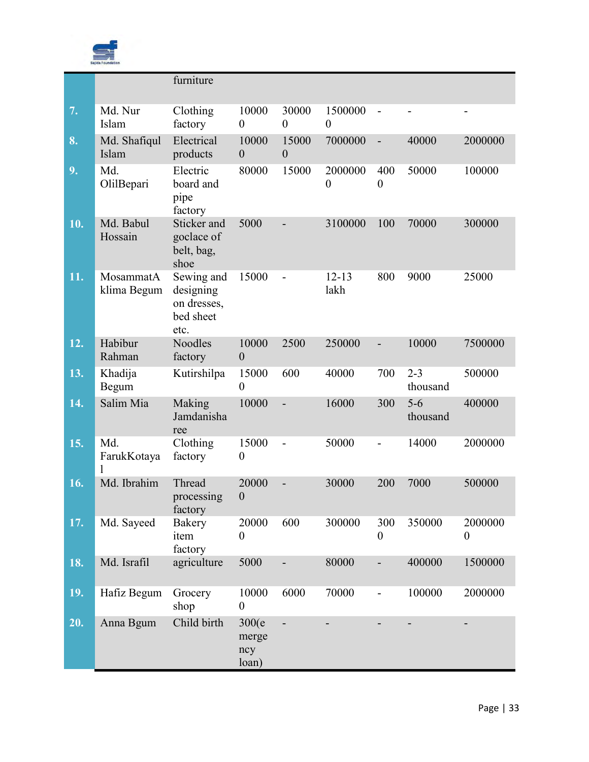| | | | | | | | | |
|---|---|---|---|---|---|---|---|---|
| | | furniture | | | | | | |
| 7. | Md. Nur Islam | Clothing factory | 100000 | 300000 | 15000000 | - | - | - |
| 8. | Md. Shafiqul Islam | Electrical products | 100000 | 150000 | 7000000 | - | 40000 | 2000000 |
| 9. | Md. OlilBepari | Electric board and pipe factory | 80000 | 15000 | 20000000 | 4000 | 50000 | 100000 |
| 10. | Md. Babul Hossain | Sticker and goclace of belt, bag, shoe | 5000 | - | 3100000 | 100 | 70000 | 300000 |
| 11. | MosammatA klima Begum | Sewing and designing on dresses, bed sheet etc. | 15000 | - | 12-13 lakh | 800 | 9000 | 25000 |
| 12. | Habibur Rahman | Noodles factory | 100000 | 2500 | 250000 | - | 10000 | 7500000 |
| 13. | Khadija Begum | Kutirshilpa | 150000 | 600 | 40000 | 700 | 2-3 thousand | 500000 |
| 14. | Salim Mia | Making Jamdanisha ree | 10000 | - | 16000 | 300 | 5-6 thousand | 400000 |
| 15. | Md. FarukKotayal | Clothing factory | 150000 | - | 50000 | - | 14000 | 2000000 |
| 16. | Md. Ibrahim | Thread processing factory | 200000 | - | 30000 | 200 | 7000 | 500000 |
| 17. | Md. Sayeed | Bakery item factory | 200000 | 600 | 300000 | 3000 | 350000 | 20000000 |
| 18. | Md. Israfil | agriculture | 5000 | - | 80000 | - | 400000 | 1500000 |
| 19. | Hafiz Begum | Grocery shop | 100000 | 6000 | 70000 | - | 100000 | 2000000 |
| 20. | Anna Bgum | Child birth | 300(emergency loan) | - | - | - | - | - |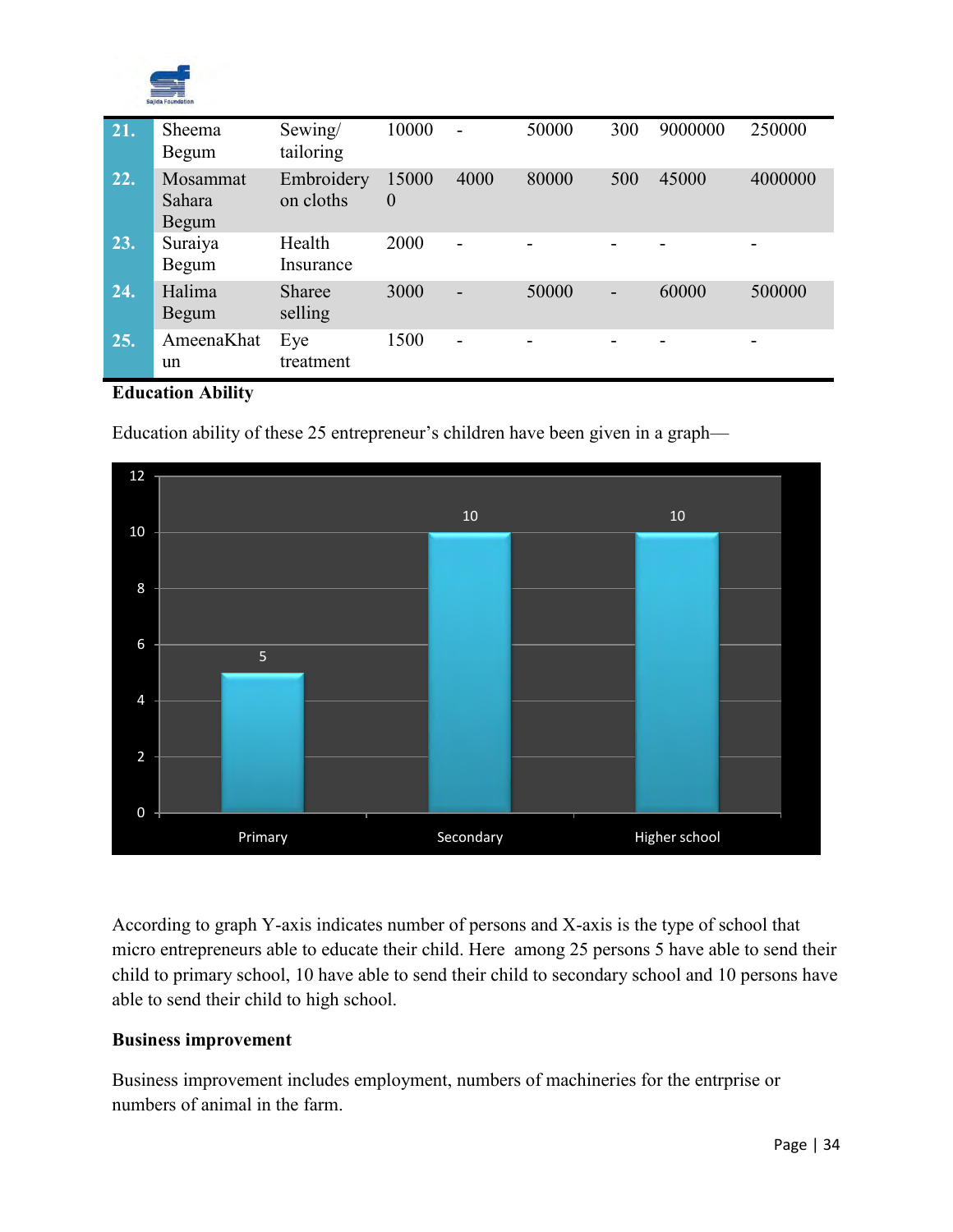| 21. | Sheema Begum | Sewing/ tailoring | 10000 | - | 50000 | 300 | 9000000 | 250000 |
|---|---|---|---|---|---|---|---|---|
| 22. | Mosammat Sahara Begum | Embroidery on cloths | 150000 | 4000 | 80000 | 500 | 45000 | 4000000 |
| 23. | Suraiya Begum | Health Insurance | 2000 | - | - | - | - | - |
| 24. | Halima Begum | Sharee selling | 3000 | - | 50000 | - | 60000 | 500000 |
| 25. | AmeenaKhatun | Eye treatment | 1500 | - | - | - | - | - |

**Education Ability**

Education ability of these 25 entrepreneur's children have been given in a graph—

| | Primary | Secondary | Higher school |
|---|---|---|---|
| Number of persons | 5 | 10 | 10 |

According to graph Y-axis indicates number of persons and X-axis is the type of school that micro entrepreneurs able to educate their child. Here among 25 persons 5 have able to send their child to primary school, 10 have able to send their child to secondary school and 10 persons have able to send their child to high school.

**Business improvement**

Business improvement includes employment, numbers of machineries for the entrprise or numbers of animal in the farm.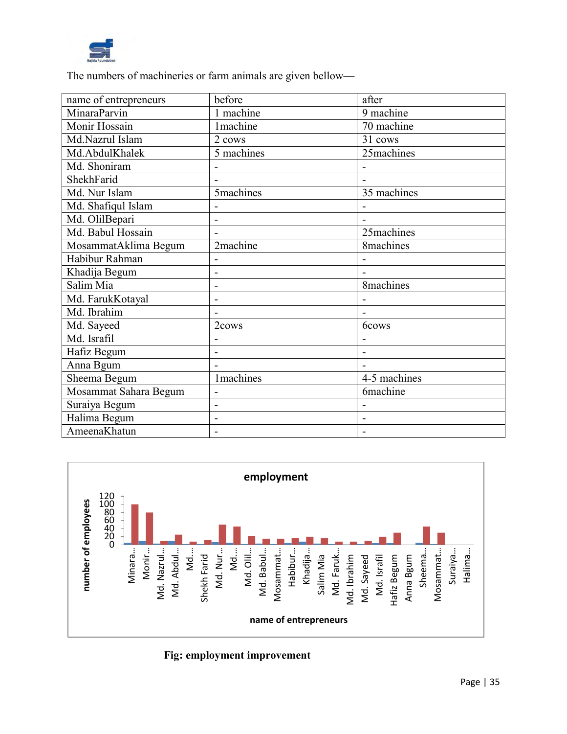The numbers of machineries or farm animals are given bellow—

| name of entrepreneurs | before | after |
|---|---|---|
| MinaraParvin | 1 machine | 9 machine |
| Monir Hossain | 1machine | 70 machine |
| Md.Nazrul Islam | 2 cows | 31 cows |
| Md.AbdulKhalek | 5 machines | 25machines |
| Md. Shoniram | - | - |
| ShekhFarid | - | - |
| Md. Nur Islam | 5machines | 35 machines |
| Md. Shafiqul Islam | - | - |
| Md. OlilBepari | - | - |
| Md. Babul Hossain | - | 25machines |
| MosammatAklima Begum | 2machine | 8machines |
| Habibur Rahman | - | - |
| Khadija Begum | - | - |
| Salim Mia | - | 8machines |
| Md. FarukKotayal | - | - |
| Md. Ibrahim | - | - |
| Md. Sayeed | 2cows | 6cows |
| Md. Israfil | - | - |
| Hafiz Begum | - | - |
| Anna Bgum | - | - |
| Sheema Begum | 1machines | 4-5 machines |
| Mosammat Sahara Begum | - | 6machine |
| Suraiya Begum | - | - |
| Halima Begum | - | - |
| AmeenaKhatun | - | - |

Fig: employment improvement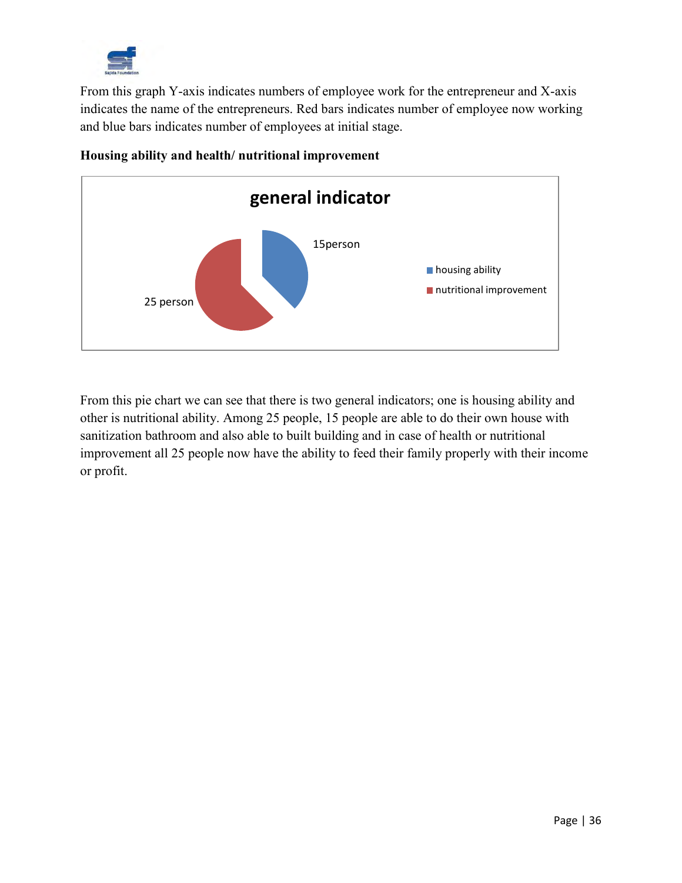From this graph Y-axis indicates numbers of employee work for the entrepreneur and X-axis indicates the name of the entrepreneurs. Red bars indicates number of employee now working and blue bars indicates number of employees at initial stage.

**Housing ability and health/ nutritional improvement**

**general indicator**

- housing ability: 15person
- nutritional improvement: 25 person

From this pie chart we can see that there is two general indicators; one is housing ability and other is nutritional ability. Among 25 people, 15 people are able to do their own house with sanitization bathroom and also able to built building and in case of health or nutritional improvement all 25 people now have the ability to feed their family properly with their income or profit.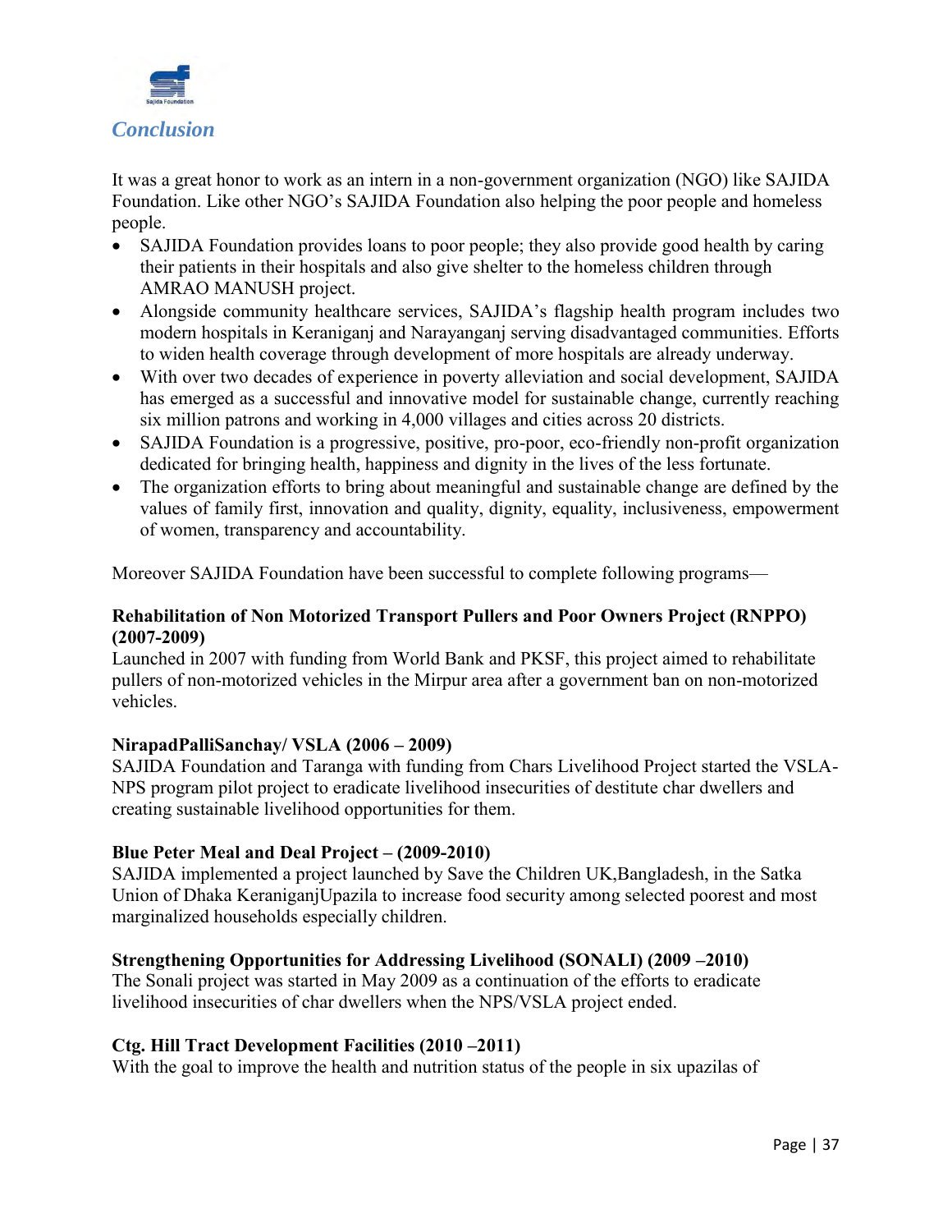## *Conclusion*

It was a great honor to work as an intern in a non-government organization (NGO) like SAJIDA Foundation. Like other NGO's SAJIDA Foundation also helping the poor people and homeless people.

- SAJIDA Foundation provides loans to poor people; they also provide good health by caring their patients in their hospitals and also give shelter to the homeless children through AMRAO MANUSH project.
- Alongside community healthcare services, SAJIDA's flagship health program includes two modern hospitals in Keraniganj and Narayanganj serving disadvantaged communities. Efforts to widen health coverage through development of more hospitals are already underway.
- With over two decades of experience in poverty alleviation and social development, SAJIDA has emerged as a successful and innovative model for sustainable change, currently reaching six million patrons and working in 4,000 villages and cities across 20 districts.
- SAJIDA Foundation is a progressive, positive, pro-poor, eco-friendly non-profit organization dedicated for bringing health, happiness and dignity in the lives of the less fortunate.
- The organization efforts to bring about meaningful and sustainable change are defined by the values of family first, innovation and quality, dignity, equality, inclusiveness, empowerment of women, transparency and accountability.

Moreover SAJIDA Foundation have been successful to complete following programs—

**Rehabilitation of Non Motorized Transport Pullers and Poor Owners Project (RNPPO) (2007-2009)**
Launched in 2007 with funding from World Bank and PKSF, this project aimed to rehabilitate pullers of non-motorized vehicles in the Mirpur area after a government ban on non-motorized vehicles.

**NirapadPalliSanchay/ VSLA (2006 – 2009)**
SAJIDA Foundation and Taranga with funding from Chars Livelihood Project started the VSLA-NPS program pilot project to eradicate livelihood insecurities of destitute char dwellers and creating sustainable livelihood opportunities for them.

**Blue Peter Meal and Deal Project – (2009-2010)**
SAJIDA implemented a project launched by Save the Children UK,Bangladesh, in the Satka Union of Dhaka KeraniganjUpazila to increase food security among selected poorest and most marginalized households especially children.

**Strengthening Opportunities for Addressing Livelihood (SONALI) (2009 –2010)**
The Sonali project was started in May 2009 as a continuation of the efforts to eradicate livelihood insecurities of char dwellers when the NPS/VSLA project ended.

**Ctg. Hill Tract Development Facilities (2010 –2011)**
With the goal to improve the health and nutrition status of the people in six upazilas of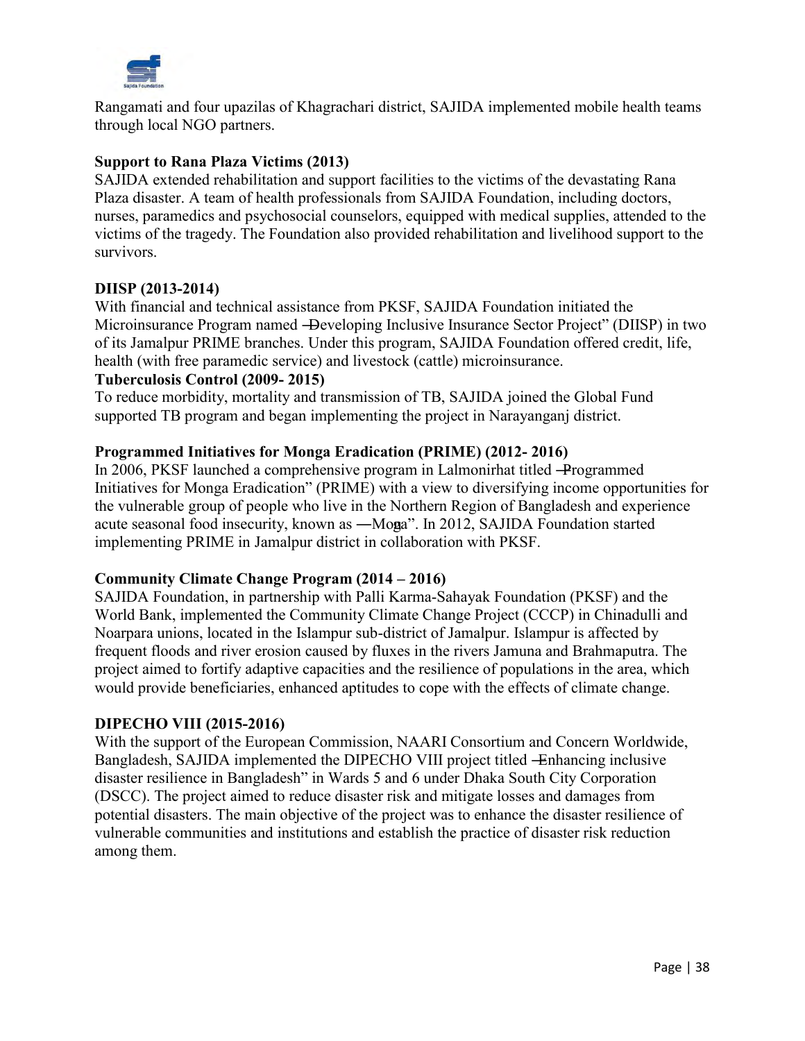Rangamati and four upazilas of Khagrachari district, SAJIDA implemented mobile health teams through local NGO partners.

**Support to Rana Plaza Victims (2013)**

SAJIDA extended rehabilitation and support facilities to the victims of the devastating Rana Plaza disaster. A team of health professionals from SAJIDA Foundation, including doctors, nurses, paramedics and psychosocial counselors, equipped with medical supplies, attended to the victims of the tragedy. The Foundation also provided rehabilitation and livelihood support to the survivors.

**DIISP (2013-2014)**

With financial and technical assistance from PKSF, SAJIDA Foundation initiated the Microinsurance Program named ―Developing Inclusive Insurance Sector Project" (DIISP) in two of its Jamalpur PRIME branches. Under this program, SAJIDA Foundation offered credit, life, health (with free paramedic service) and livestock (cattle) microinsurance.

**Tuberculosis Control (2009- 2015)**

To reduce morbidity, mortality and transmission of TB, SAJIDA joined the Global Fund supported TB program and began implementing the project in Narayanganj district.

**Programmed Initiatives for Monga Eradication (PRIME) (2012- 2016)**

In 2006, PKSF launched a comprehensive program in Lalmonirhat titled ―Programmed Initiatives for Monga Eradication" (PRIME) with a view to diversifying income opportunities for the vulnerable group of people who live in the Northern Region of Bangladesh and experience acute seasonal food insecurity, known as ―Monga". In 2012, SAJIDA Foundation started implementing PRIME in Jamalpur district in collaboration with PKSF.

**Community Climate Change Program (2014 – 2016)**

SAJIDA Foundation, in partnership with Palli Karma-Sahayak Foundation (PKSF) and the World Bank, implemented the Community Climate Change Project (CCCP) in Chinadulli and Noarpara unions, located in the Islampur sub-district of Jamalpur. Islampur is affected by frequent floods and river erosion caused by fluxes in the rivers Jamuna and Brahmaputra. The project aimed to fortify adaptive capacities and the resilience of populations in the area, which would provide beneficiaries, enhanced aptitudes to cope with the effects of climate change.

**DIPECHO VIII (2015-2016)**

With the support of the European Commission, NAARI Consortium and Concern Worldwide, Bangladesh, SAJIDA implemented the DIPECHO VIII project titled ―Enhancing inclusive disaster resilience in Bangladesh" in Wards 5 and 6 under Dhaka South City Corporation (DSCC). The project aimed to reduce disaster risk and mitigate losses and damages from potential disasters. The main objective of the project was to enhance the disaster resilience of vulnerable communities and institutions and establish the practice of disaster risk reduction among them.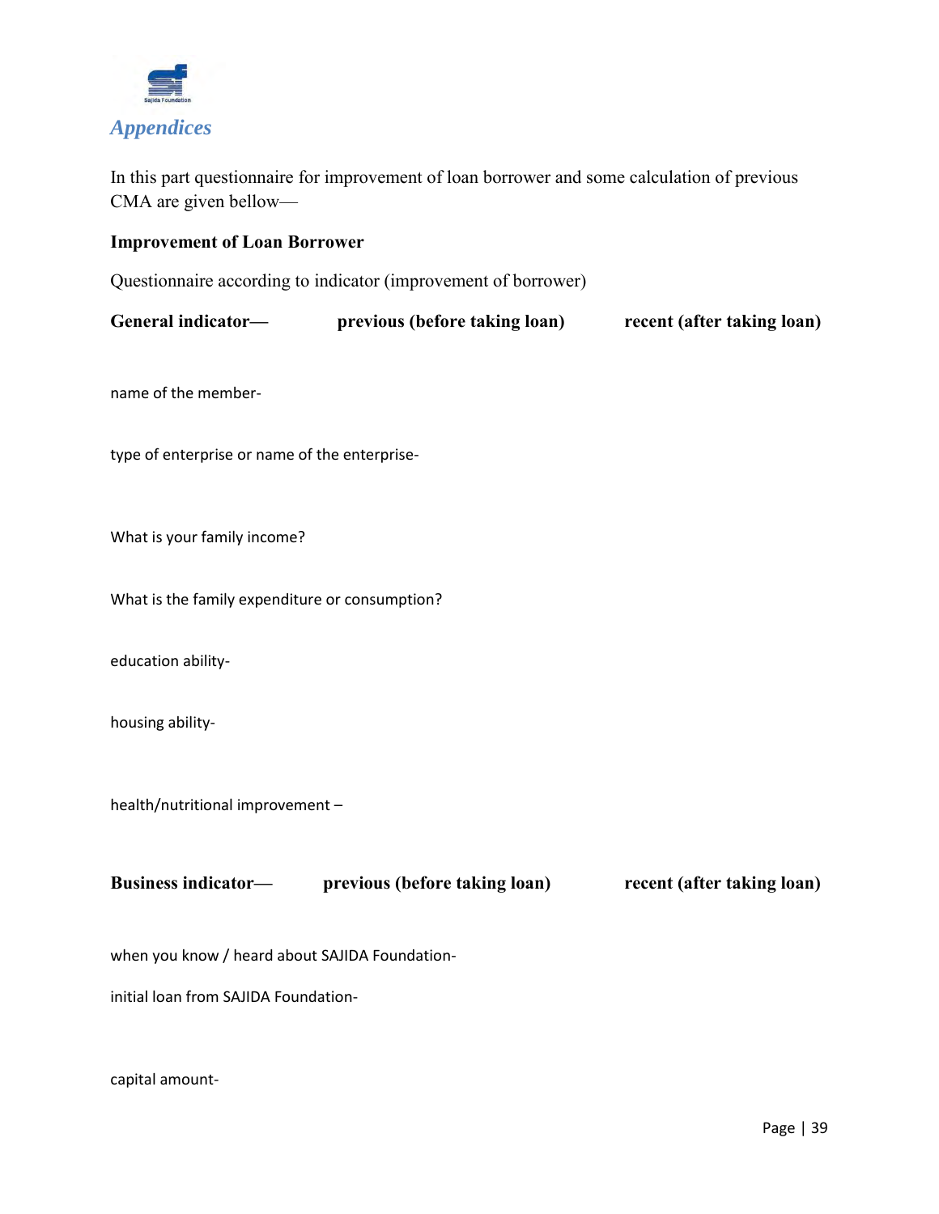## *Appendices*

In this part questionnaire for improvement of loan borrower and some calculation of previous CMA are given bellow—

**Improvement of Loan Borrower**

Questionnaire according to indicator (improvement of borrower)

| **General indicator—** | **previous (before taking loan)** | **recent (after taking loan)** |
|---|---|---|
| name of the member- | | |
| type of enterprise or name of the enterprise- | | |
| What is your family income? | | |
| What is the family expenditure or consumption? | | |
| education ability- | | |
| housing ability- | | |
| health/nutritional improvement – | | |

| **Business indicator—** | **previous (before taking loan)** | **recent (after taking loan)** |
|---|---|---|
| when you know / heard about SAJIDA Foundation- | | |
| initial loan from SAJIDA Foundation- | | |
| capital amount- | | |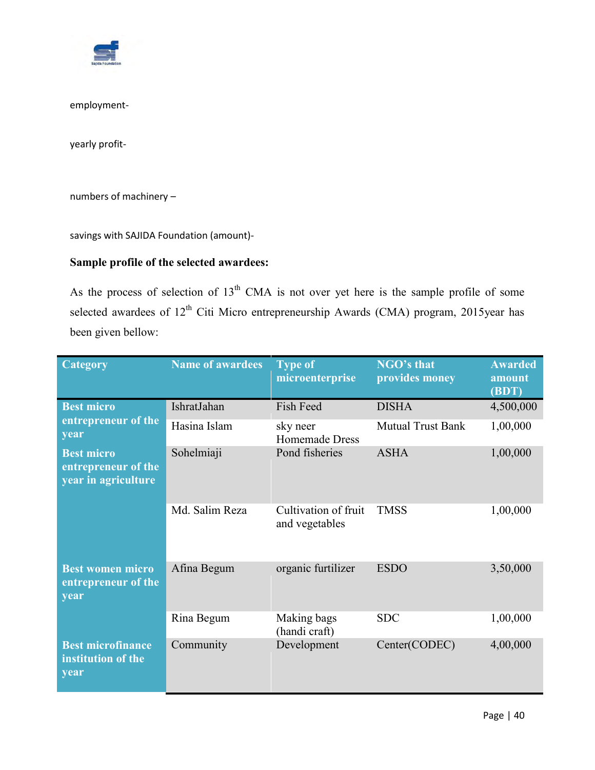employment-

yearly profit-

numbers of machinery –

savings with SAJIDA Foundation (amount)-

**Sample profile of the selected awardees:**

As the process of selection of 13th CMA is not over yet here is the sample profile of some selected awardees of 12th Citi Micro entrepreneurship Awards (CMA) program, 2015year has been given bellow:

| Category | Name of awardees | Type of microenterprise | NGO's that provides money | Awarded amount (BDT) |
|---|---|---|---|---|
| **Best micro entrepreneur of the year** | IshratJahan | Fish Feed | DISHA | 4,500,000 |
| | Hasina Islam | sky neer Homemade Dress | Mutual Trust Bank | 1,00,000 |
| **Best micro entrepreneur of the year in agriculture** | Sohelmiaji | Pond fisheries | ASHA | 1,00,000 |
| | Md. Salim Reza | Cultivation of fruit and vegetables | TMSS | 1,00,000 |
| **Best women micro entrepreneur of the year** | Afina Begum | organic furtilizer | ESDO | 3,50,000 |
| | Rina Begum | Making bags (handi craft) | SDC | 1,00,000 |
| **Best microfinance institution of the year** | Community | Development | Center(CODEC) | 4,00,000 |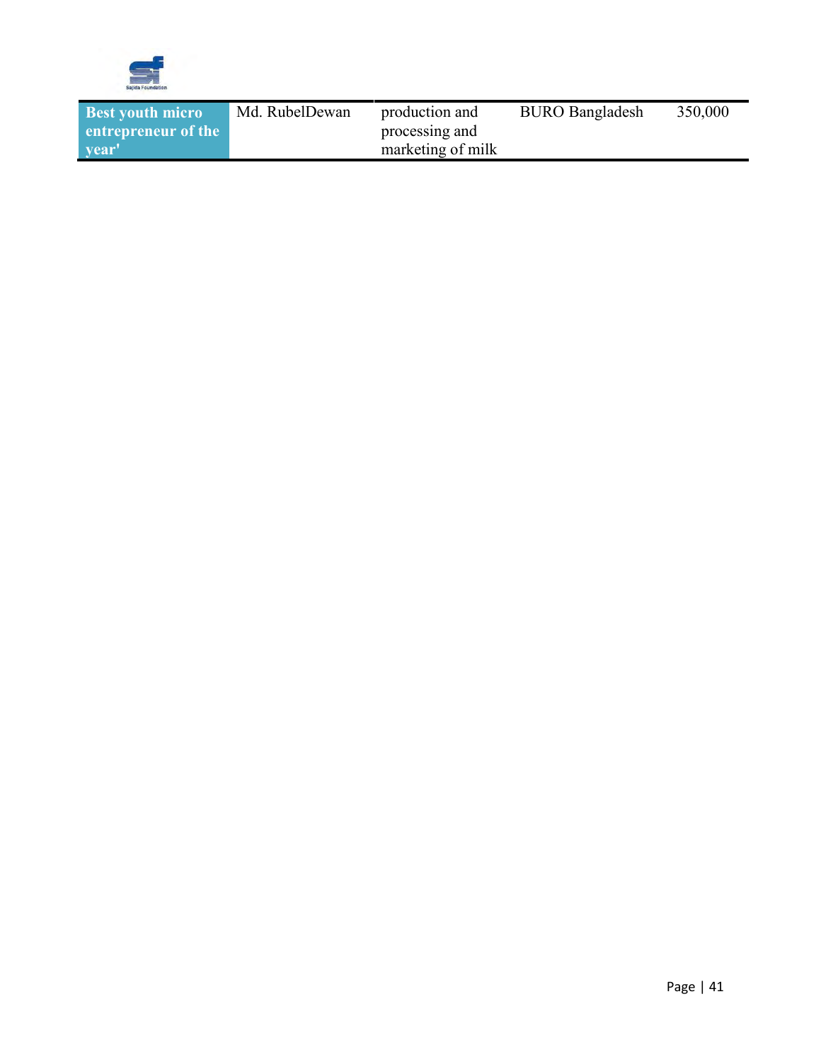| | | | | |
|---|---|---|---|---|
| **Best youth micro entrepreneur of the year'** | Md. RubelDewan | production and processing and marketing of milk | BURO Bangladesh | 350,000 |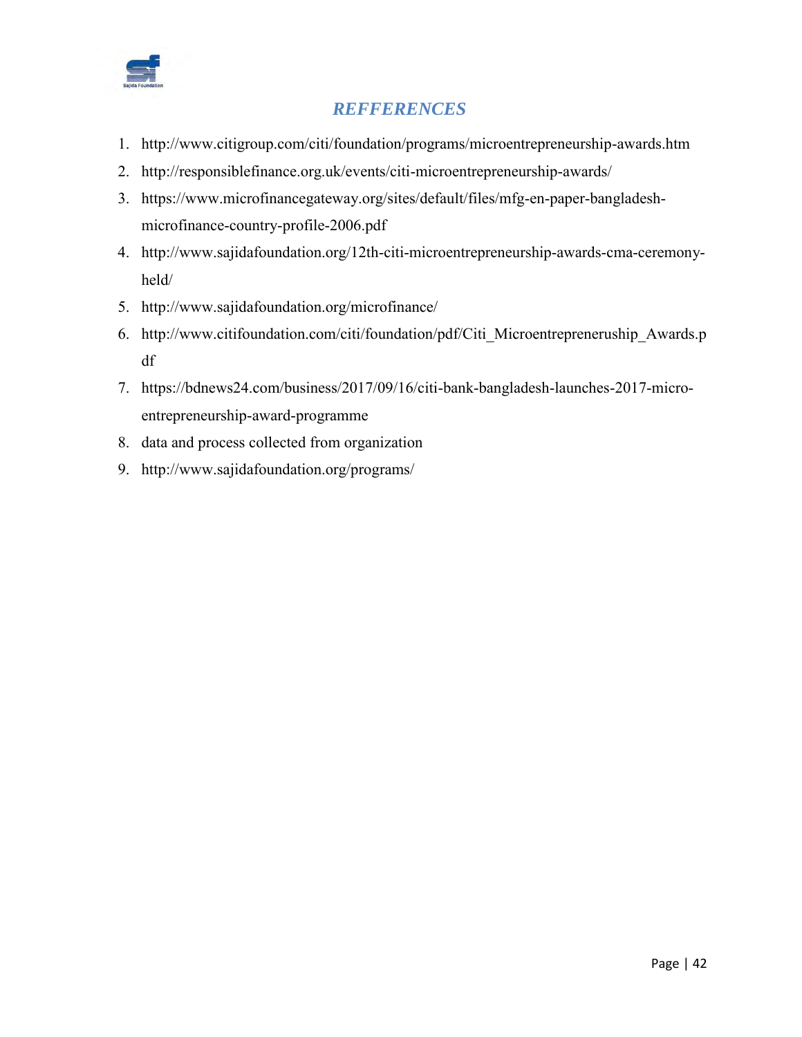# *REFFERENCES*

1. http://www.citigroup.com/citi/foundation/programs/microentrepreneurship-awards.htm
2. http://responsiblefinance.org.uk/events/citi-microentrepreneurship-awards/
3. https://www.microfinancegateway.org/sites/default/files/mfg-en-paper-bangladesh-microfinance-country-profile-2006.pdf
4. http://www.sajidafoundation.org/12th-citi-microentrepreneurship-awards-cma-ceremony-held/
5. http://www.sajidafoundation.org/microfinance/
6. http://www.citifoundation.com/citi/foundation/pdf/Citi_Microentrepreneruship_Awards.pdf
7. https://bdnews24.com/business/2017/09/16/citi-bank-bangladesh-launches-2017-micro-entrepreneurship-award-programme
8. data and process collected from organization
9. http://www.sajidafoundation.org/programs/